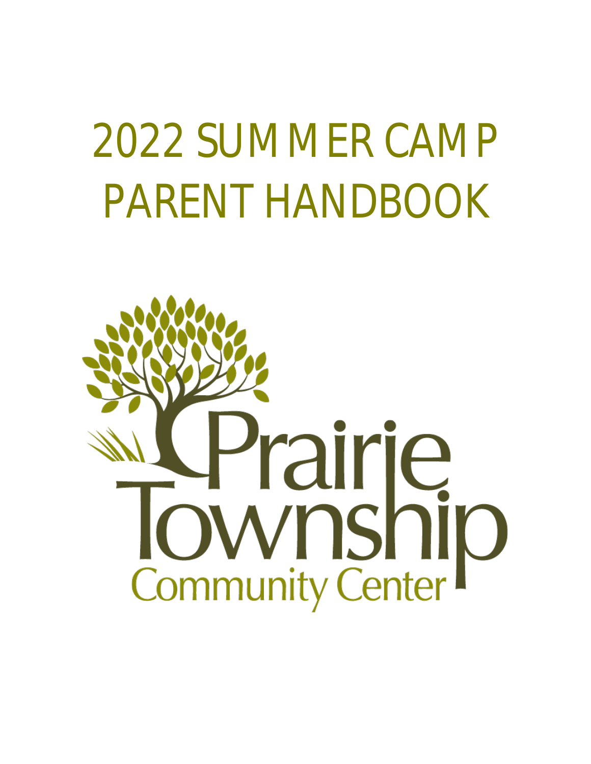# 2022 SUMMER CAMP PARENT HANDBOOK

Prairie Township

Community Center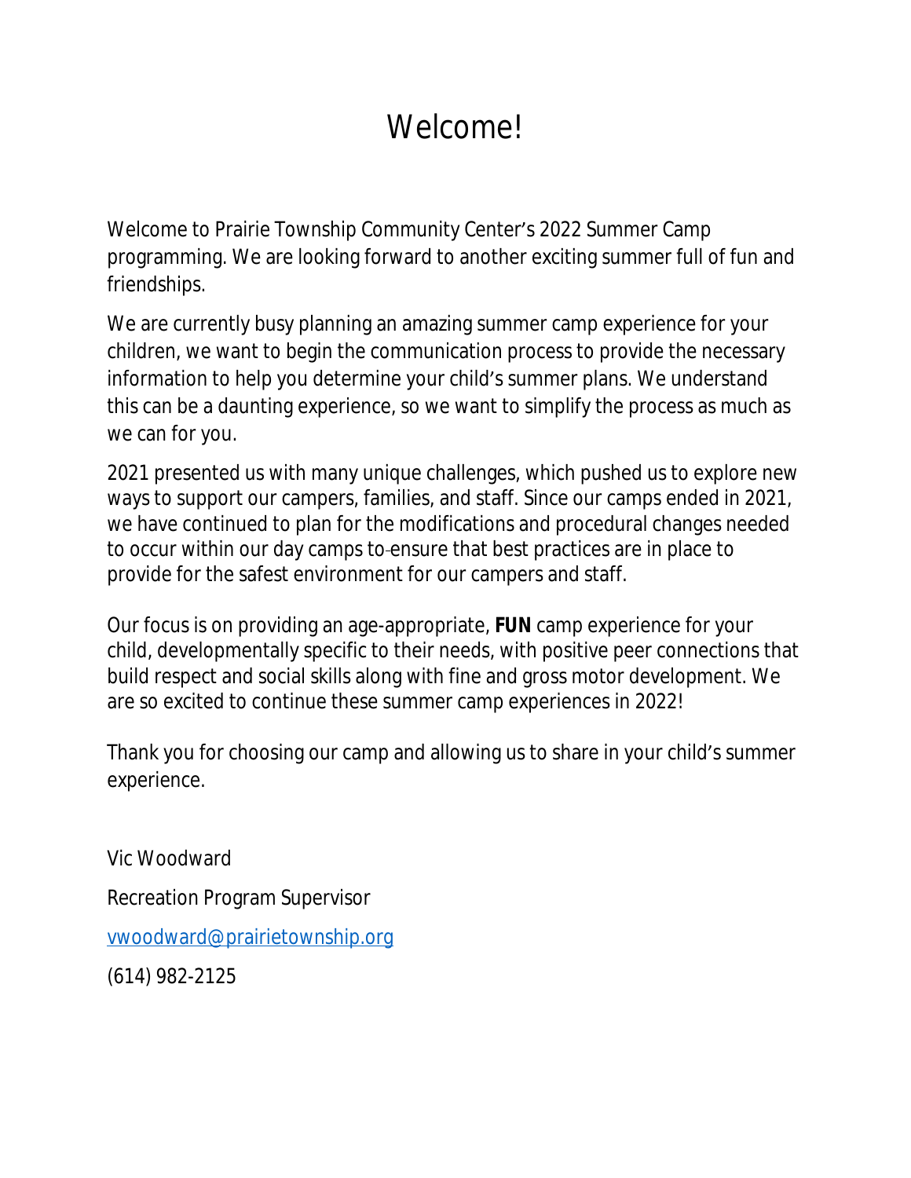# Welcome!

Welcome to Prairie Township Community Center's 2022 Summer Camp programming. We are looking forward to another exciting summer full of fun and friendships.

We are currently busy planning an amazing summer camp experience for your children, we want to begin the communication process to provide the necessary information to help you determine your child's summer plans. We understand this can be a daunting experience, so we want to simplify the process as much as we can for you.

2021 presented us with many unique challenges, which pushed us to explore new ways to support our campers, families, and staff. Since our camps ended in 2021, we have continued to plan for the modifications and procedural changes needed to occur within our day camps to ensure that best practices are in place to provide for the safest environment for our campers and staff.

Our focus is on providing an age-appropriate, **FUN** camp experience for your child, developmentally specific to their needs, with positive peer connections that build respect and social skills along with fine and gross motor development. We are so excited to continue these summer camp experiences in 2022!

Thank you for choosing our camp and allowing us to share in your child's summer experience.

Vic Woodward

Recreation Program Supervisor

vwoodward@prairietownship.org

(614) 982-2125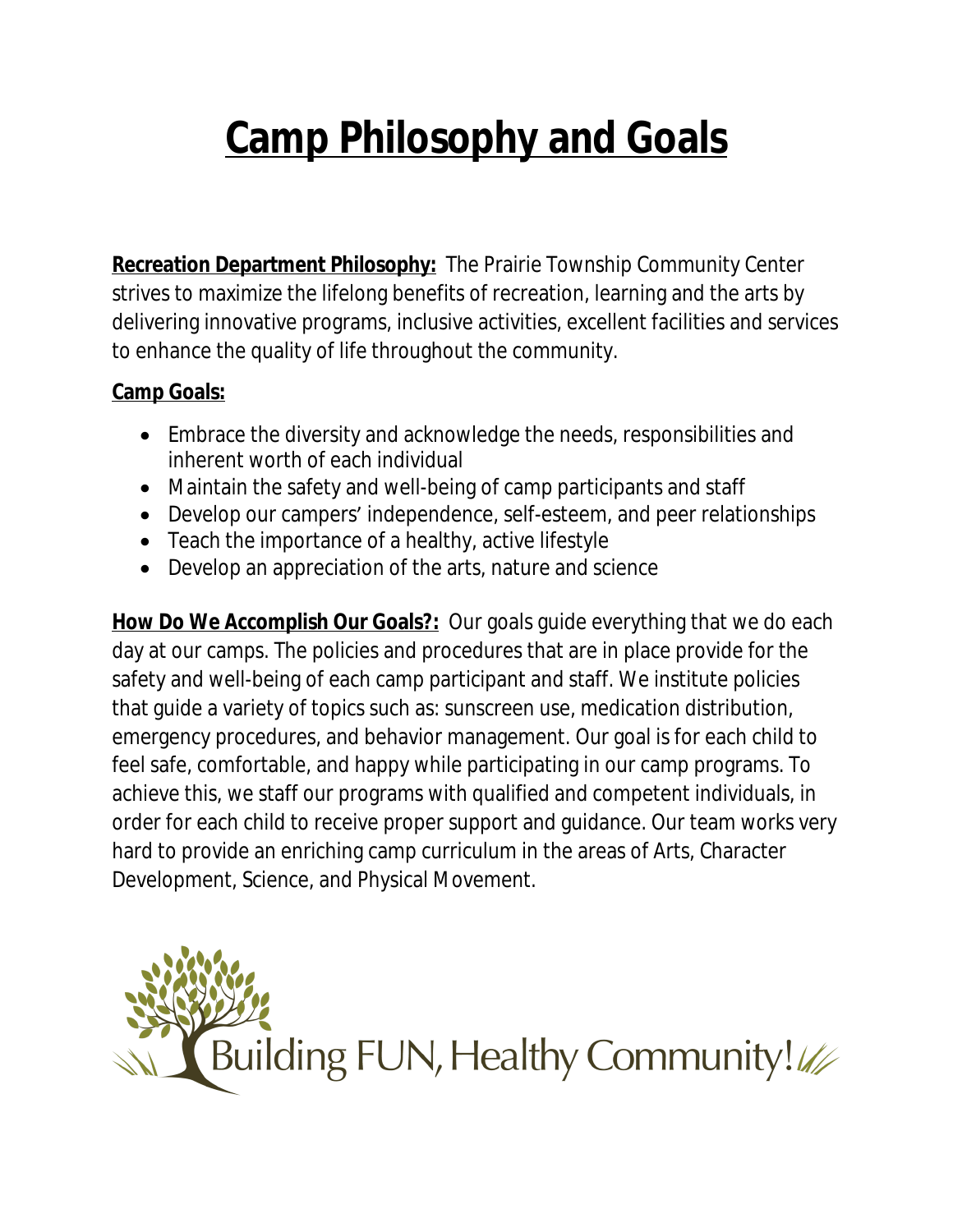# Camp Philosophy and Goals

**Recreation Department Philosophy:** The Prairie Township Community Center strives to maximize the lifelong benefits of recreation, learning and the arts by delivering innovative programs, inclusive activities, excellent facilities and services to enhance the quality of life throughout the community.

**Camp Goals:**

- Embrace the diversity and acknowledge the needs, responsibilities and inherent worth of each individual
- Maintain the safety and well-being of camp participants and staff
- Develop our campers' independence, self-esteem, and peer relationships
- Teach the importance of a healthy, active lifestyle
- Develop an appreciation of the arts, nature and science

**How Do We Accomplish Our Goals?:** Our goals guide everything that we do each day at our camps. The policies and procedures that are in place provide for the safety and well-being of each camp participant and staff. We institute policies that guide a variety of topics such as: sunscreen use, medication distribution, emergency procedures, and behavior management. Our goal is for each child to feel safe, comfortable, and happy while participating in our camp programs. To achieve this, we staff our programs with qualified and competent individuals, in order for each child to receive proper support and guidance. Our team works very hard to provide an enriching camp curriculum in the areas of Arts, Character Development, Science, and Physical Movement.

Building FUN, Healthy Community!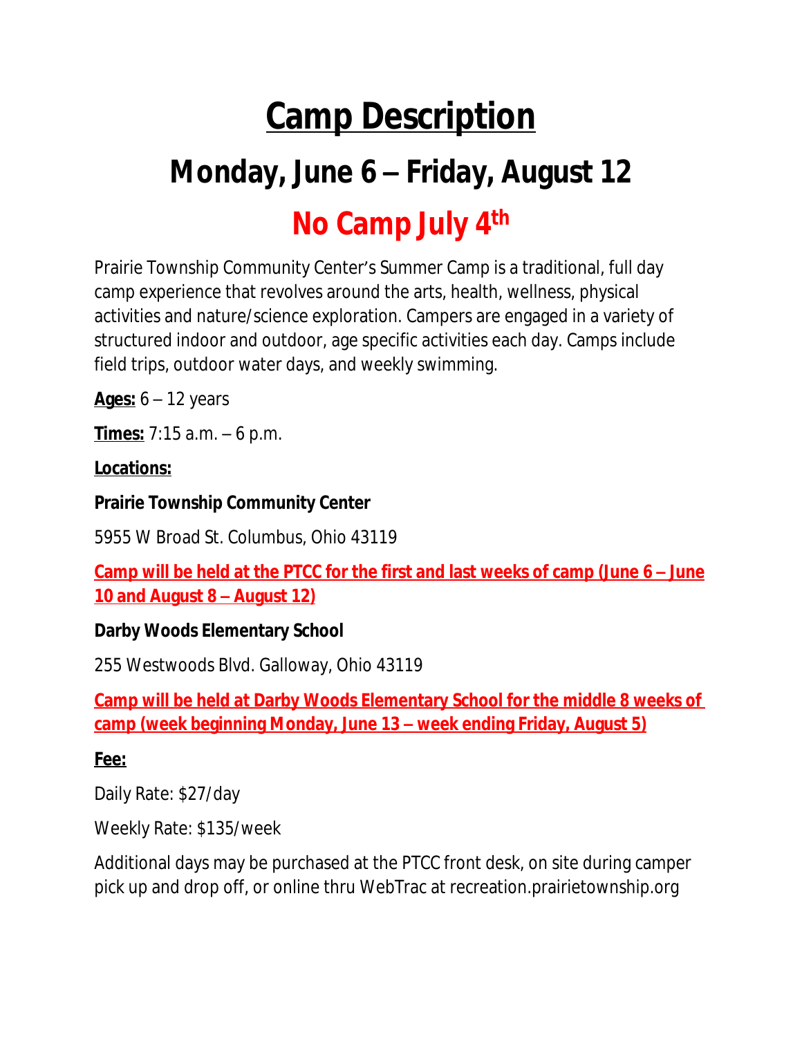# Camp Description

## Monday, June 6 – Friday, August 12

## No Camp July 4th

Prairie Township Community Center's Summer Camp is a traditional, full day camp experience that revolves around the arts, health, wellness, physical activities and nature/science exploration. Campers are engaged in a variety of structured indoor and outdoor, age specific activities each day. Camps include field trips, outdoor water days, and weekly swimming.

**Ages:** 6 – 12 years

**Times:** 7:15 a.m. – 6 p.m.

**Locations:**

**Prairie Township Community Center**

5955 W Broad St. Columbus, Ohio 43119

**Camp will be held at the PTCC for the first and last weeks of camp (June 6 – June 10 and August 8 – August 12)**

**Darby Woods Elementary School**

255 Westwoods Blvd. Galloway, Ohio 43119

**Camp will be held at Darby Woods Elementary School for the middle 8 weeks of camp (week beginning Monday, June 13 – week ending Friday, August 5)**

**Fee:**

Daily Rate: $27/day

Weekly Rate: $135/week

Additional days may be purchased at the PTCC front desk, on site during camper pick up and drop off, or online thru WebTrac at recreation.prairietownship.org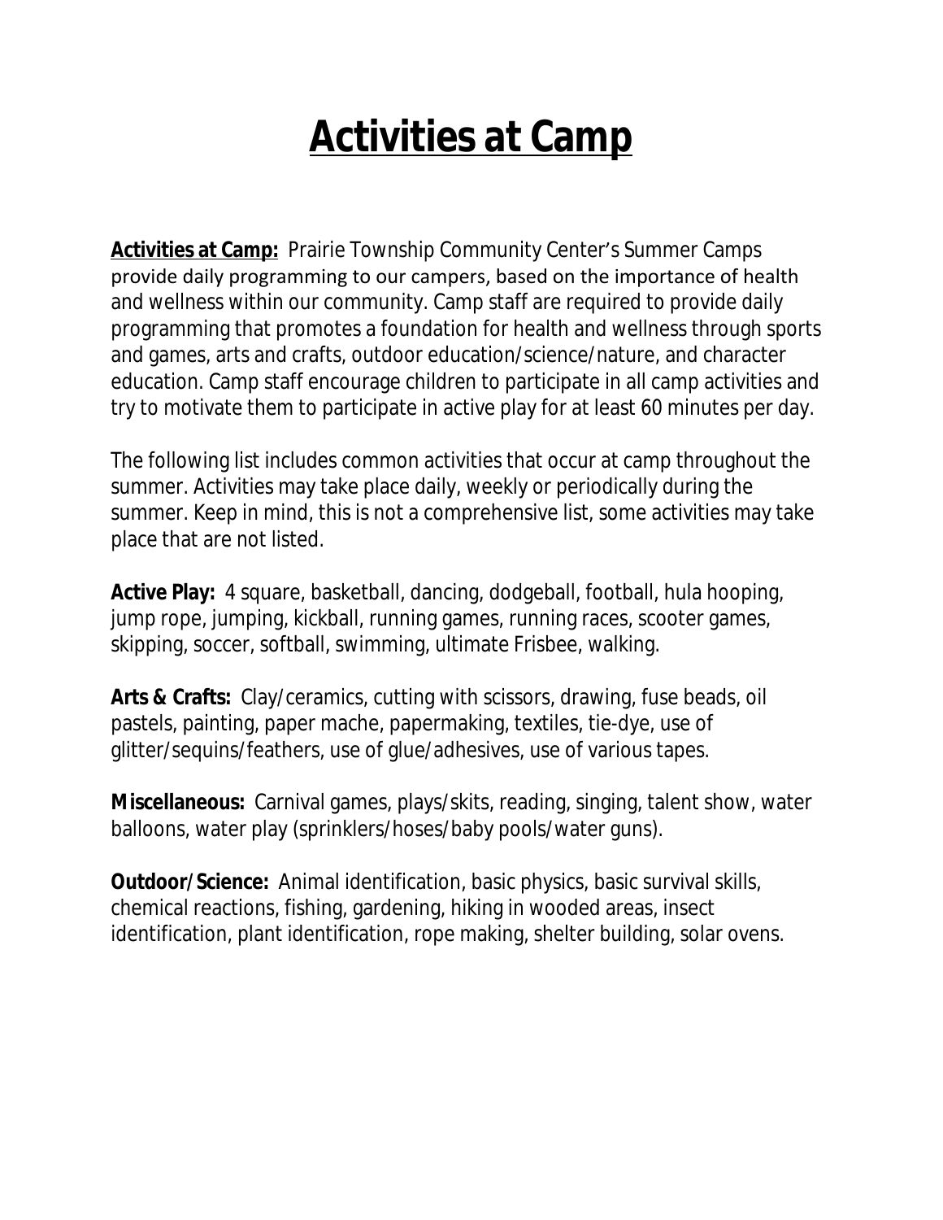# Activities at Camp

**Activities at Camp:** Prairie Township Community Center's Summer Camps provide daily programming to our campers, based on the importance of health and wellness within our community. Camp staff are required to provide daily programming that promotes a foundation for health and wellness through sports and games, arts and crafts, outdoor education/science/nature, and character education. Camp staff encourage children to participate in all camp activities and try to motivate them to participate in active play for at least 60 minutes per day.

The following list includes common activities that occur at camp throughout the summer. Activities may take place daily, weekly or periodically during the summer. Keep in mind, this is not a comprehensive list, some activities may take place that are not listed.

**Active Play:** 4 square, basketball, dancing, dodgeball, football, hula hooping, jump rope, jumping, kickball, running games, running races, scooter games, skipping, soccer, softball, swimming, ultimate Frisbee, walking.

**Arts & Crafts:** Clay/ceramics, cutting with scissors, drawing, fuse beads, oil pastels, painting, paper mache, papermaking, textiles, tie-dye, use of glitter/sequins/feathers, use of glue/adhesives, use of various tapes.

**Miscellaneous:** Carnival games, plays/skits, reading, singing, talent show, water balloons, water play (sprinklers/hoses/baby pools/water guns).

**Outdoor/Science:** Animal identification, basic physics, basic survival skills, chemical reactions, fishing, gardening, hiking in wooded areas, insect identification, plant identification, rope making, shelter building, solar ovens.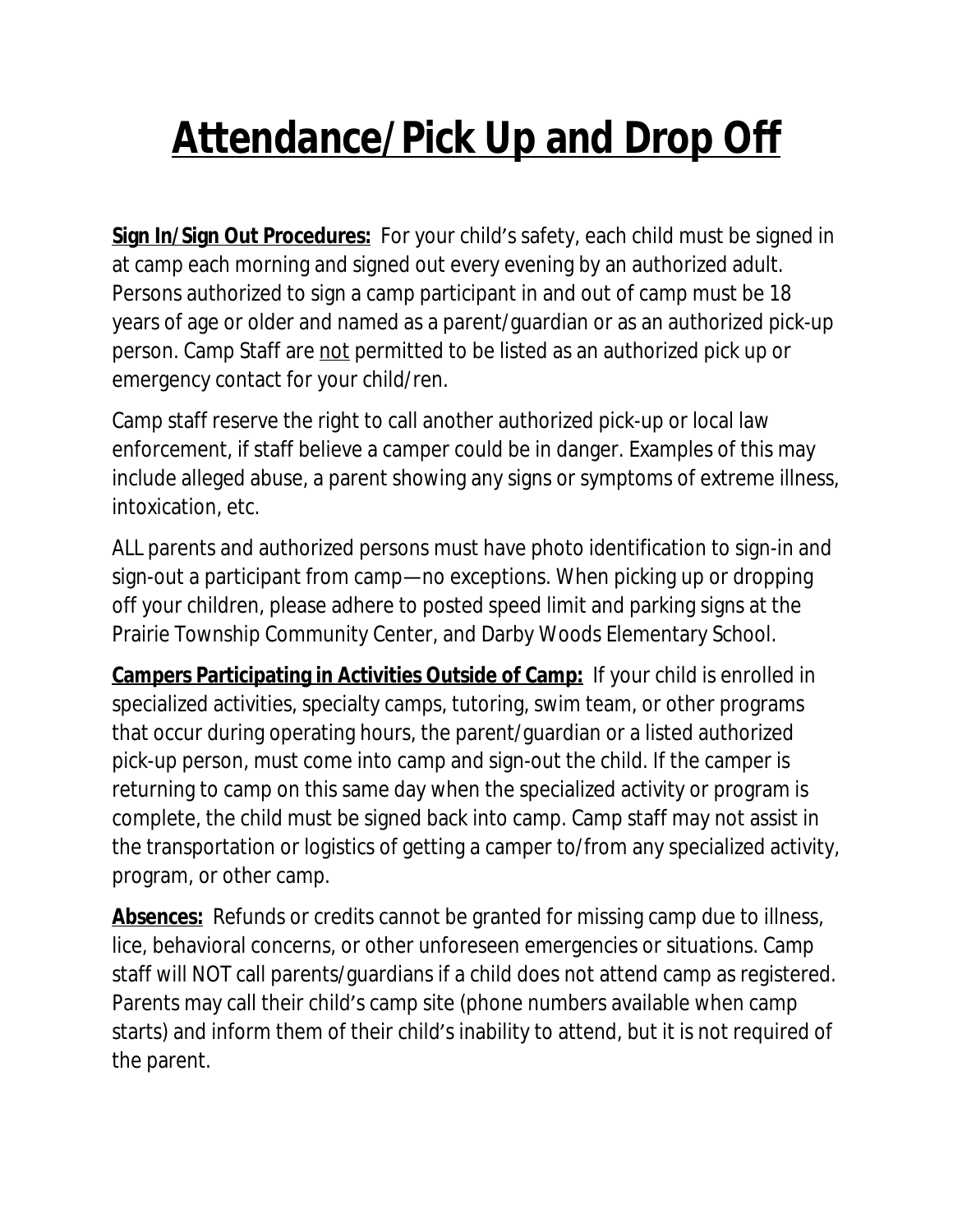# Attendance/Pick Up and Drop Off

**Sign In/Sign Out Procedures:** For your child's safety, each child must be signed in at camp each morning and signed out every evening by an authorized adult. Persons authorized to sign a camp participant in and out of camp must be 18 years of age or older and named as a parent/guardian or as an authorized pick-up person. Camp Staff are not permitted to be listed as an authorized pick up or emergency contact for your child/ren.

Camp staff reserve the right to call another authorized pick-up or local law enforcement, if staff believe a camper could be in danger. Examples of this may include alleged abuse, a parent showing any signs or symptoms of extreme illness, intoxication, etc.

ALL parents and authorized persons must have photo identification to sign-in and sign-out a participant from camp—no exceptions. When picking up or dropping off your children, please adhere to posted speed limit and parking signs at the Prairie Township Community Center, and Darby Woods Elementary School.

**Campers Participating in Activities Outside of Camp:** If your child is enrolled in specialized activities, specialty camps, tutoring, swim team, or other programs that occur during operating hours, the parent/guardian or a listed authorized pick-up person, must come into camp and sign-out the child. If the camper is returning to camp on this same day when the specialized activity or program is complete, the child must be signed back into camp. Camp staff may not assist in the transportation or logistics of getting a camper to/from any specialized activity, program, or other camp.

**Absences:** Refunds or credits cannot be granted for missing camp due to illness, lice, behavioral concerns, or other unforeseen emergencies or situations. Camp staff will NOT call parents/guardians if a child does not attend camp as registered. Parents may call their child's camp site (phone numbers available when camp starts) and inform them of their child's inability to attend, but it is not required of the parent.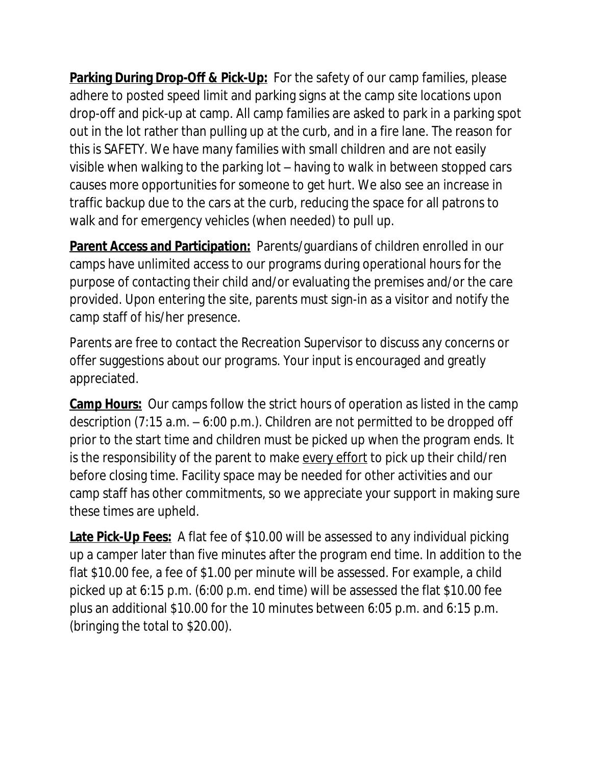**Parking During Drop-Off & Pick-Up:** For the safety of our camp families, please adhere to posted speed limit and parking signs at the camp site locations upon drop-off and pick-up at camp. All camp families are asked to park in a parking spot out in the lot rather than pulling up at the curb, and in a fire lane. The reason for this is SAFETY. We have many families with small children and are not easily visible when walking to the parking lot – having to walk in between stopped cars causes more opportunities for someone to get hurt. We also see an increase in traffic backup due to the cars at the curb, reducing the space for all patrons to walk and for emergency vehicles (when needed) to pull up.

**Parent Access and Participation:** Parents/guardians of children enrolled in our camps have unlimited access to our programs during operational hours for the purpose of contacting their child and/or evaluating the premises and/or the care provided. Upon entering the site, parents must sign-in as a visitor and notify the camp staff of his/her presence.

Parents are free to contact the Recreation Supervisor to discuss any concerns or offer suggestions about our programs. Your input is encouraged and greatly appreciated.

**Camp Hours:** Our camps follow the strict hours of operation as listed in the camp description (7:15 a.m. – 6:00 p.m.). Children are not permitted to be dropped off prior to the start time and children must be picked up when the program ends. It is the responsibility of the parent to make every effort to pick up their child/ren before closing time. Facility space may be needed for other activities and our camp staff has other commitments, so we appreciate your support in making sure these times are upheld.

**Late Pick-Up Fees:** A flat fee of $10.00 will be assessed to any individual picking up a camper later than five minutes after the program end time. In addition to the flat $10.00 fee, a fee of $1.00 per minute will be assessed. For example, a child picked up at 6:15 p.m. (6:00 p.m. end time) will be assessed the flat $10.00 fee plus an additional $10.00 for the 10 minutes between 6:05 p.m. and 6:15 p.m. (bringing the total to $20.00).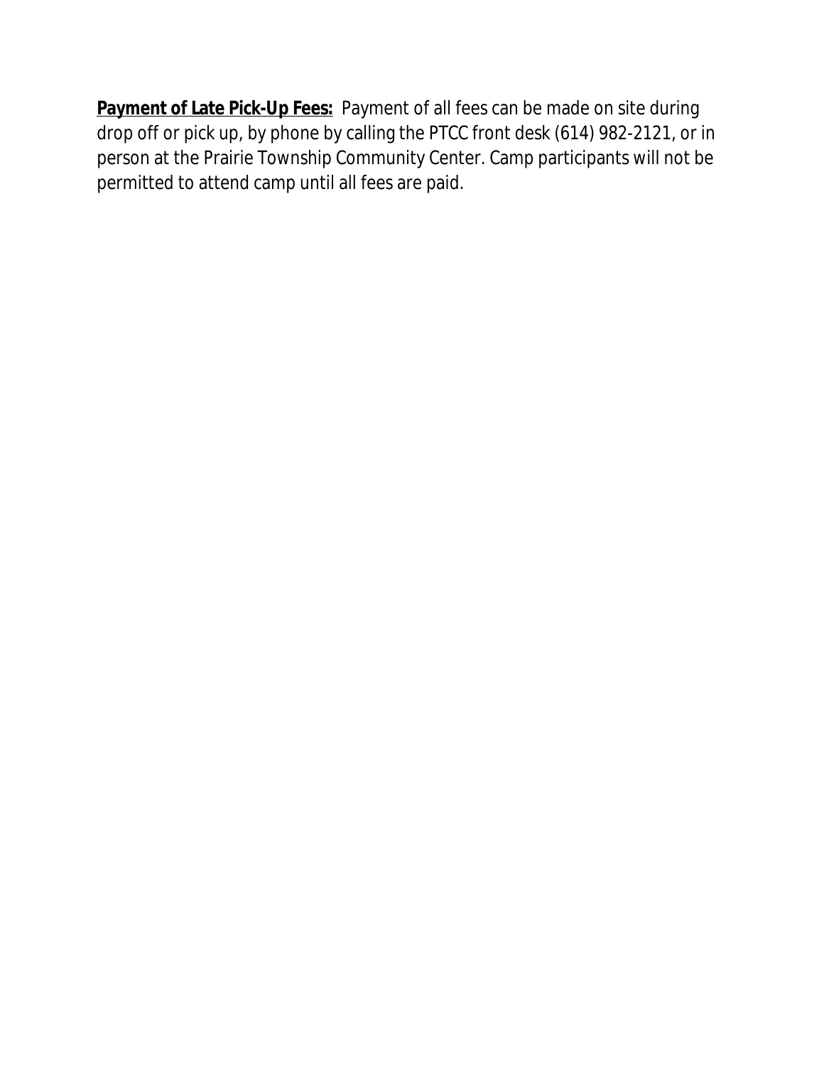**<u>Payment of Late Pick-Up Fees:</u>** Payment of all fees can be made on site during drop off or pick up, by phone by calling the PTCC front desk (614) 982-2121, or in person at the Prairie Township Community Center. Camp participants will not be permitted to attend camp until all fees are paid.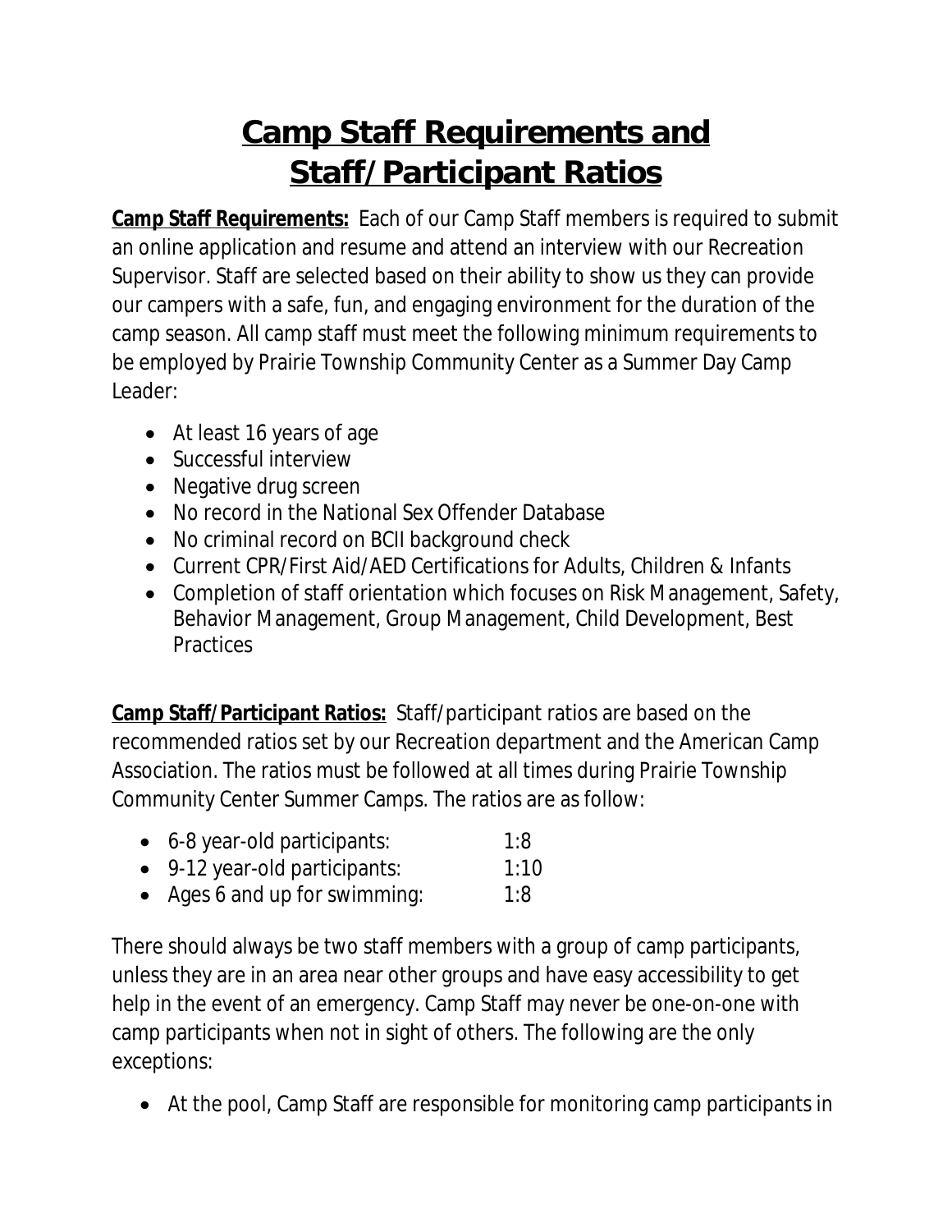# Camp Staff Requirements and Staff/Participant Ratios

**Camp Staff Requirements:** Each of our Camp Staff members is required to submit an online application and resume and attend an interview with our Recreation Supervisor. Staff are selected based on their ability to show us they can provide our campers with a safe, fun, and engaging environment for the duration of the camp season. All camp staff must meet the following minimum requirements to be employed by Prairie Township Community Center as a Summer Day Camp Leader:

- At least 16 years of age
- Successful interview
- Negative drug screen
- No record in the National Sex Offender Database
- No criminal record on BCII background check
- Current CPR/First Aid/AED Certifications for Adults, Children & Infants
- Completion of staff orientation which focuses on Risk Management, Safety, Behavior Management, Group Management, Child Development, Best Practices

**Camp Staff/Participant Ratios:** Staff/participant ratios are based on the recommended ratios set by our Recreation department and the American Camp Association. The ratios must be followed at all times during Prairie Township Community Center Summer Camps. The ratios are as follow:

- 6-8 year-old participants: 1:8
- 9-12 year-old participants: 1:10
- Ages 6 and up for swimming: 1:8

There should always be two staff members with a group of camp participants, unless they are in an area near other groups and have easy accessibility to get help in the event of an emergency. Camp Staff may never be one-on-one with camp participants when not in sight of others. The following are the only exceptions:

- At the pool, Camp Staff are responsible for monitoring camp participants in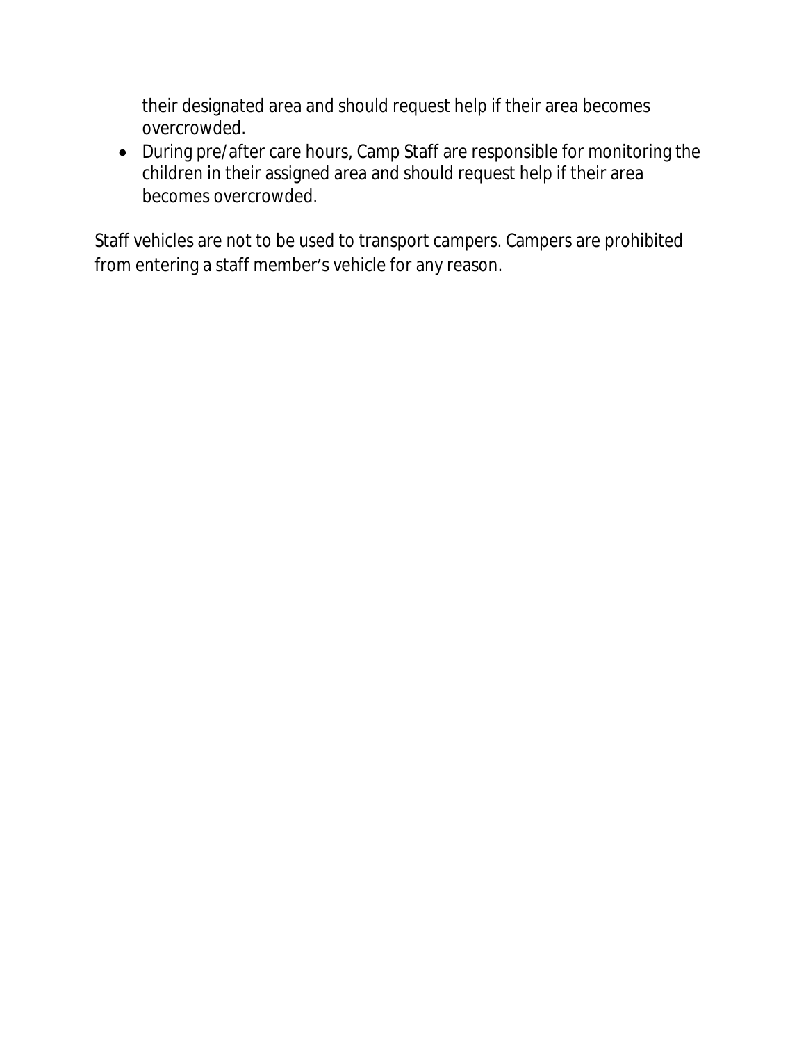their designated area and should request help if their area becomes overcrowded.

- During pre/after care hours, Camp Staff are responsible for monitoring the children in their assigned area and should request help if their area becomes overcrowded.

Staff vehicles are not to be used to transport campers. Campers are prohibited from entering a staff member's vehicle for any reason.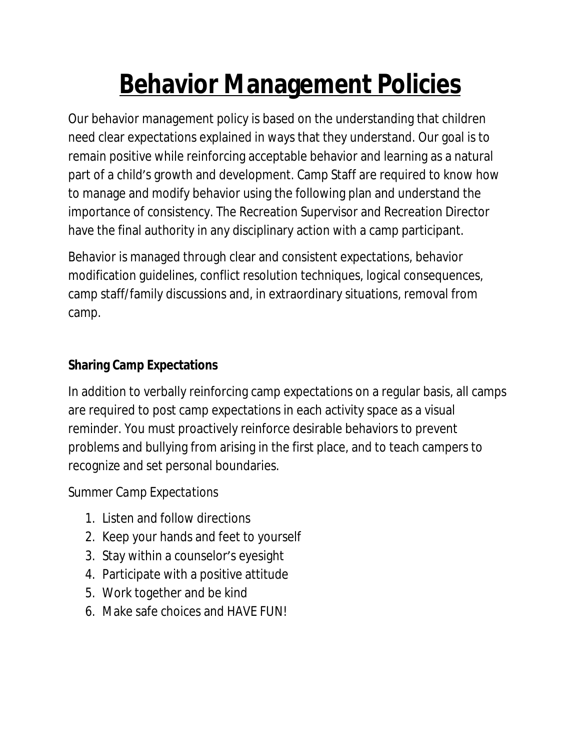# Behavior Management Policies

Our behavior management policy is based on the understanding that children need clear expectations explained in ways that they understand. Our goal is to remain positive while reinforcing acceptable behavior and learning as a natural part of a child's growth and development. Camp Staff are required to know how to manage and modify behavior using the following plan and understand the importance of consistency. The Recreation Supervisor and Recreation Director have the final authority in any disciplinary action with a camp participant.

Behavior is managed through clear and consistent expectations, behavior modification guidelines, conflict resolution techniques, logical consequences, camp staff/family discussions and, in extraordinary situations, removal from camp.

**Sharing Camp Expectations**

In addition to verbally reinforcing camp expectations on a regular basis, all camps are required to post camp expectations in each activity space as a visual reminder. You must proactively reinforce desirable behaviors to prevent problems and bullying from arising in the first place, and to teach campers to recognize and set personal boundaries.

*Summer Camp Expectations*

1. Listen and follow directions
2. Keep your hands and feet to yourself
3. Stay within a counselor's eyesight
4. Participate with a positive attitude
5. Work together and be kind
6. Make safe choices and HAVE FUN!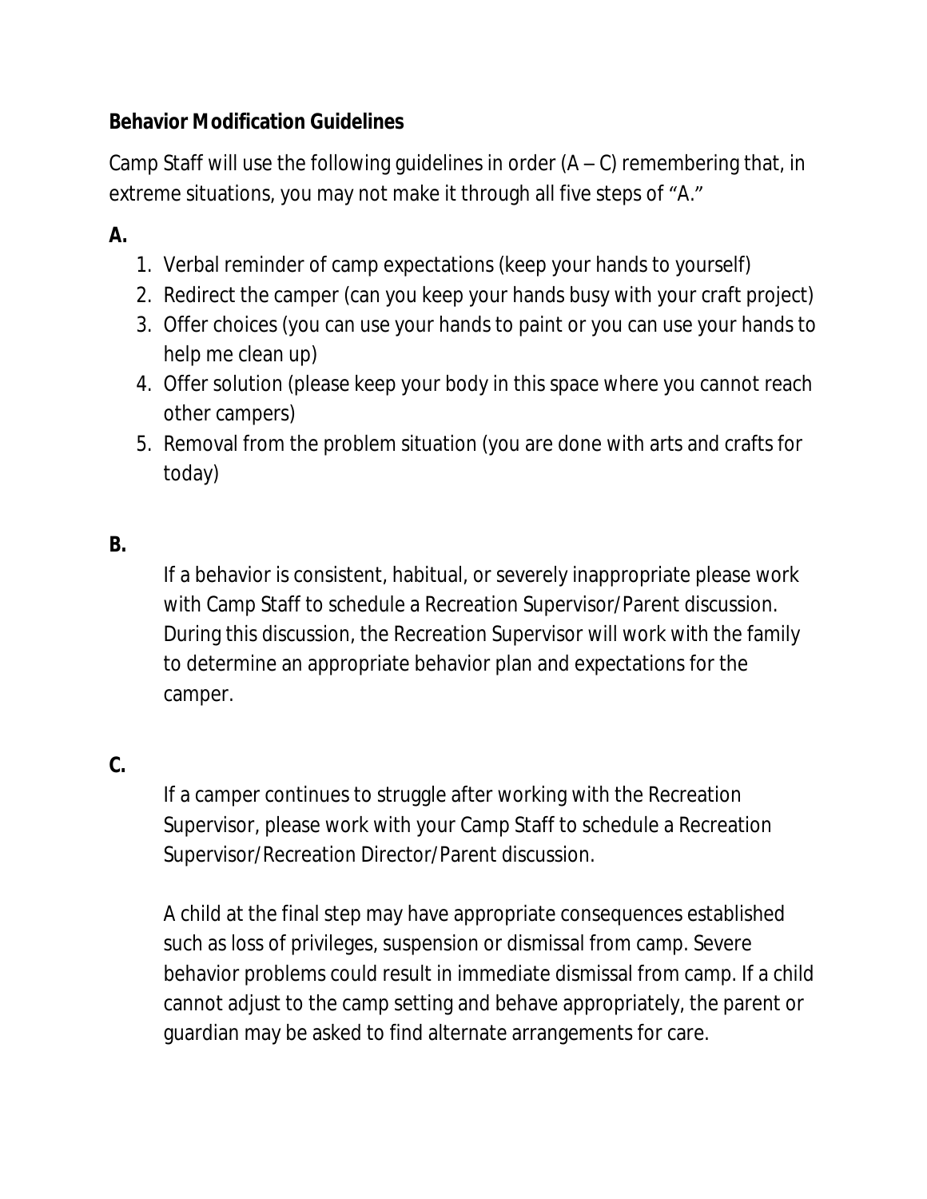**Behavior Modification Guidelines**

Camp Staff will use the following guidelines in order (A – C) remembering that, in extreme situations, you may not make it through all five steps of "A."

**A.**

1. Verbal reminder of camp expectations (keep your hands to yourself)
2. Redirect the camper (can you keep your hands busy with your craft project)
3. Offer choices (you can use your hands to paint or you can use your hands to help me clean up)
4. Offer solution (please keep your body in this space where you cannot reach other campers)
5. Removal from the problem situation (you are done with arts and crafts for today)

**B.**

If a behavior is consistent, habitual, or severely inappropriate please work with Camp Staff to schedule a Recreation Supervisor/Parent discussion. During this discussion, the Recreation Supervisor will work with the family to determine an appropriate behavior plan and expectations for the camper.

**C.**

If a camper continues to struggle after working with the Recreation Supervisor, please work with your Camp Staff to schedule a Recreation Supervisor/Recreation Director/Parent discussion.

A child at the final step may have appropriate consequences established such as loss of privileges, suspension or dismissal from camp. Severe behavior problems could result in immediate dismissal from camp. If a child cannot adjust to the camp setting and behave appropriately, the parent or guardian may be asked to find alternate arrangements for care.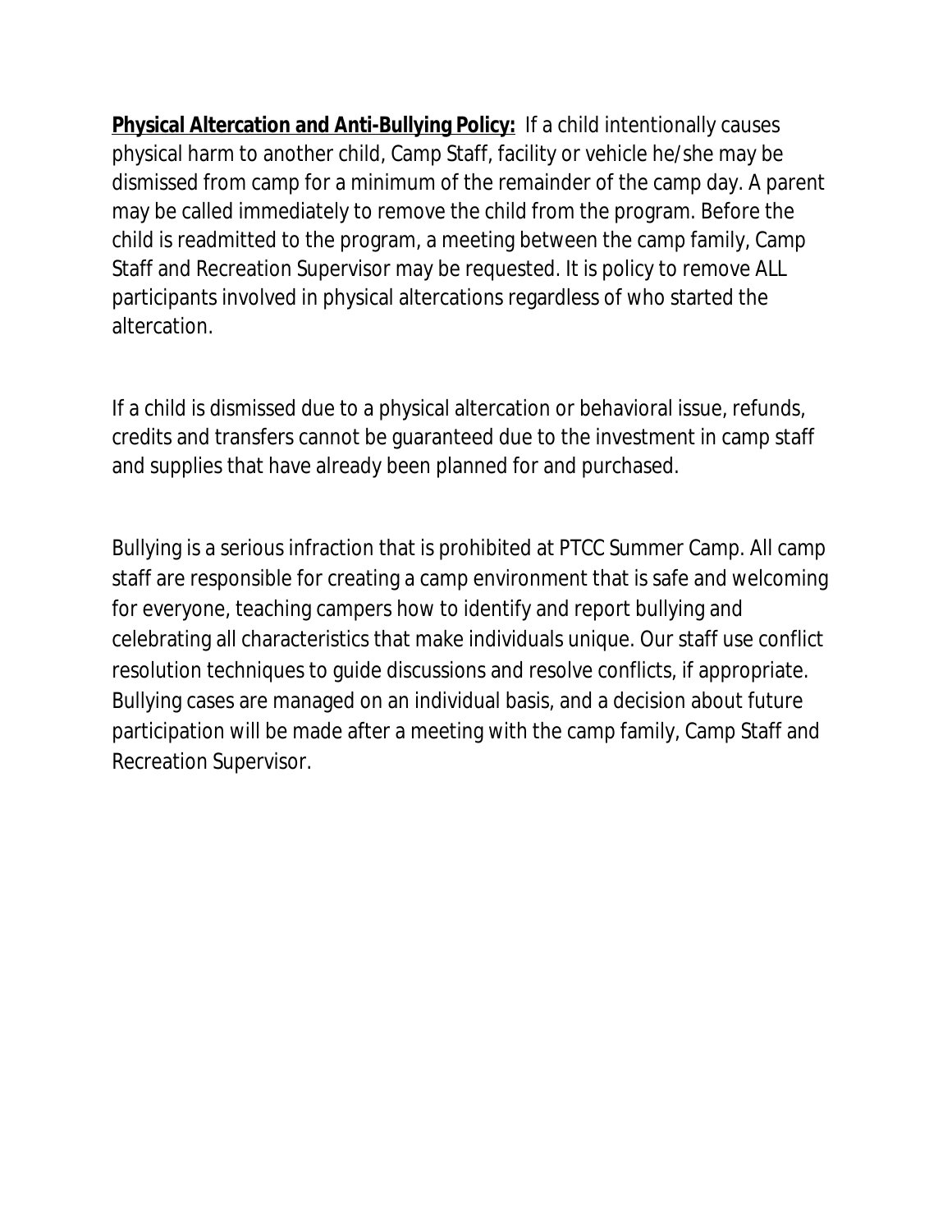**Physical Altercation and Anti-Bullying Policy:** If a child intentionally causes physical harm to another child, Camp Staff, facility or vehicle he/she may be dismissed from camp for a minimum of the remainder of the camp day. A parent may be called immediately to remove the child from the program. Before the child is readmitted to the program, a meeting between the camp family, Camp Staff and Recreation Supervisor may be requested. It is policy to remove ALL participants involved in physical altercations regardless of who started the altercation.

If a child is dismissed due to a physical altercation or behavioral issue, refunds, credits and transfers cannot be guaranteed due to the investment in camp staff and supplies that have already been planned for and purchased.

Bullying is a serious infraction that is prohibited at PTCC Summer Camp. All camp staff are responsible for creating a camp environment that is safe and welcoming for everyone, teaching campers how to identify and report bullying and celebrating all characteristics that make individuals unique. Our staff use conflict resolution techniques to guide discussions and resolve conflicts, if appropriate. Bullying cases are managed on an individual basis, and a decision about future participation will be made after a meeting with the camp family, Camp Staff and Recreation Supervisor.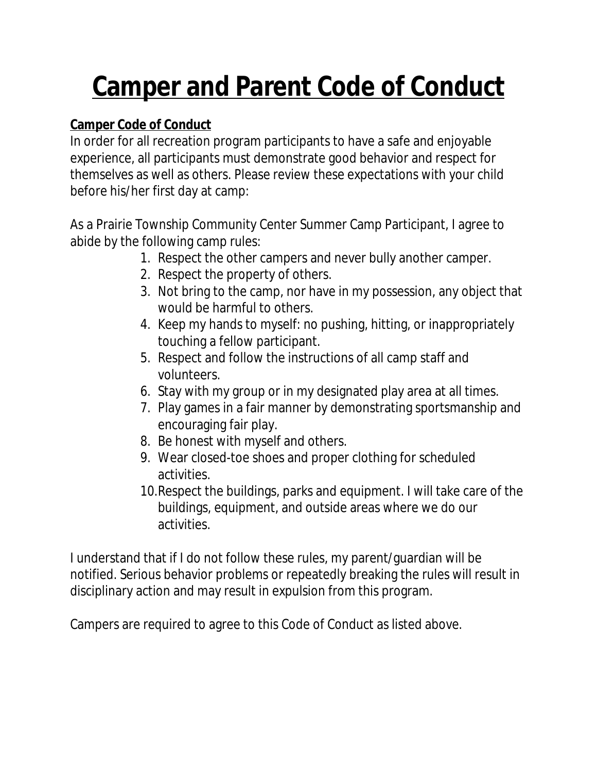# Camper and Parent Code of Conduct

**Camper Code of Conduct**

In order for all recreation program participants to have a safe and enjoyable experience, all participants must demonstrate good behavior and respect for themselves as well as others. Please review these expectations with your child before his/her first day at camp:

As a Prairie Township Community Center Summer Camp Participant, I agree to abide by the following camp rules:

1. Respect the other campers and never bully another camper.
2. Respect the property of others.
3. Not bring to the camp, nor have in my possession, any object that would be harmful to others.
4. Keep my hands to myself: no pushing, hitting, or inappropriately touching a fellow participant.
5. Respect and follow the instructions of all camp staff and volunteers.
6. Stay with my group or in my designated play area at all times.
7. Play games in a fair manner by demonstrating sportsmanship and encouraging fair play.
8. Be honest with myself and others.
9. Wear closed-toe shoes and proper clothing for scheduled activities.
10. Respect the buildings, parks and equipment. I will take care of the buildings, equipment, and outside areas where we do our activities.

I understand that if I do not follow these rules, my parent/guardian will be notified. Serious behavior problems or repeatedly breaking the rules will result in disciplinary action and may result in expulsion from this program.

Campers are required to agree to this Code of Conduct as listed above.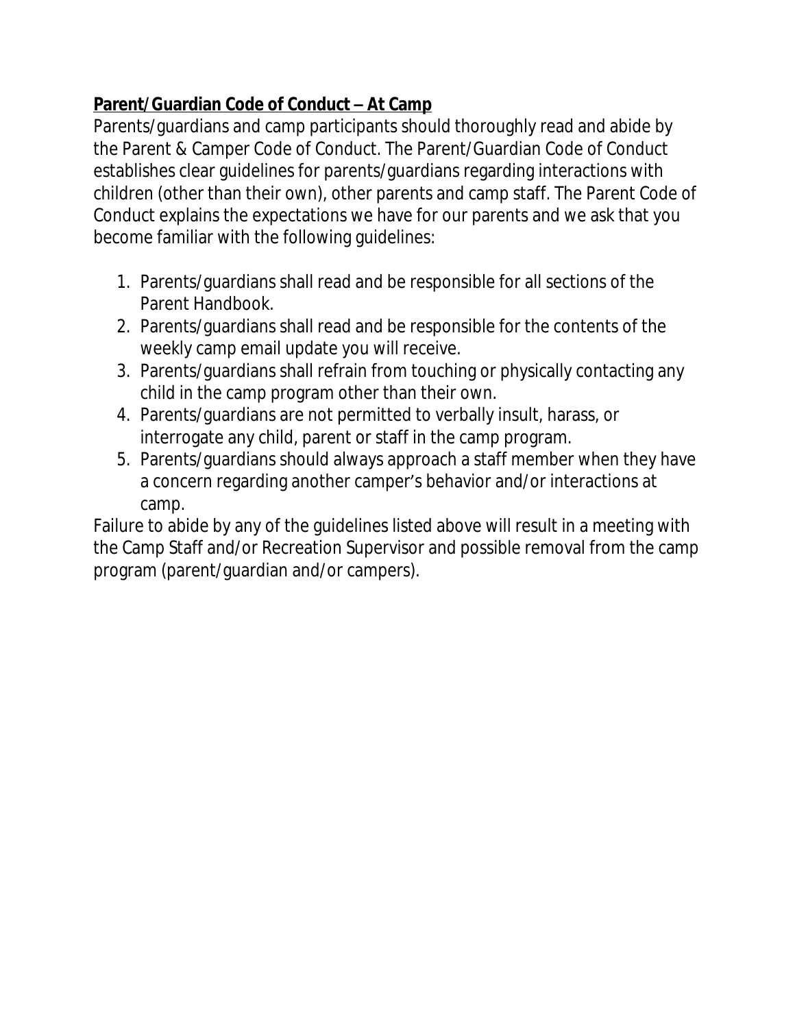## **Parent/Guardian Code of Conduct – At Camp**

Parents/guardians and camp participants should thoroughly read and abide by the Parent & Camper Code of Conduct. The Parent/Guardian Code of Conduct establishes clear guidelines for parents/guardians regarding interactions with children (other than their own), other parents and camp staff. The Parent Code of Conduct explains the expectations we have for our parents and we ask that you become familiar with the following guidelines:

1. Parents/guardians shall read and be responsible for all sections of the Parent Handbook.
2. Parents/guardians shall read and be responsible for the contents of the weekly camp email update you will receive.
3. Parents/guardians shall refrain from touching or physically contacting any child in the camp program other than their own.
4. Parents/guardians are not permitted to verbally insult, harass, or interrogate any child, parent or staff in the camp program.
5. Parents/guardians should always approach a staff member when they have a concern regarding another camper's behavior and/or interactions at camp.

Failure to abide by any of the guidelines listed above will result in a meeting with the Camp Staff and/or Recreation Supervisor and possible removal from the camp program (parent/guardian and/or campers).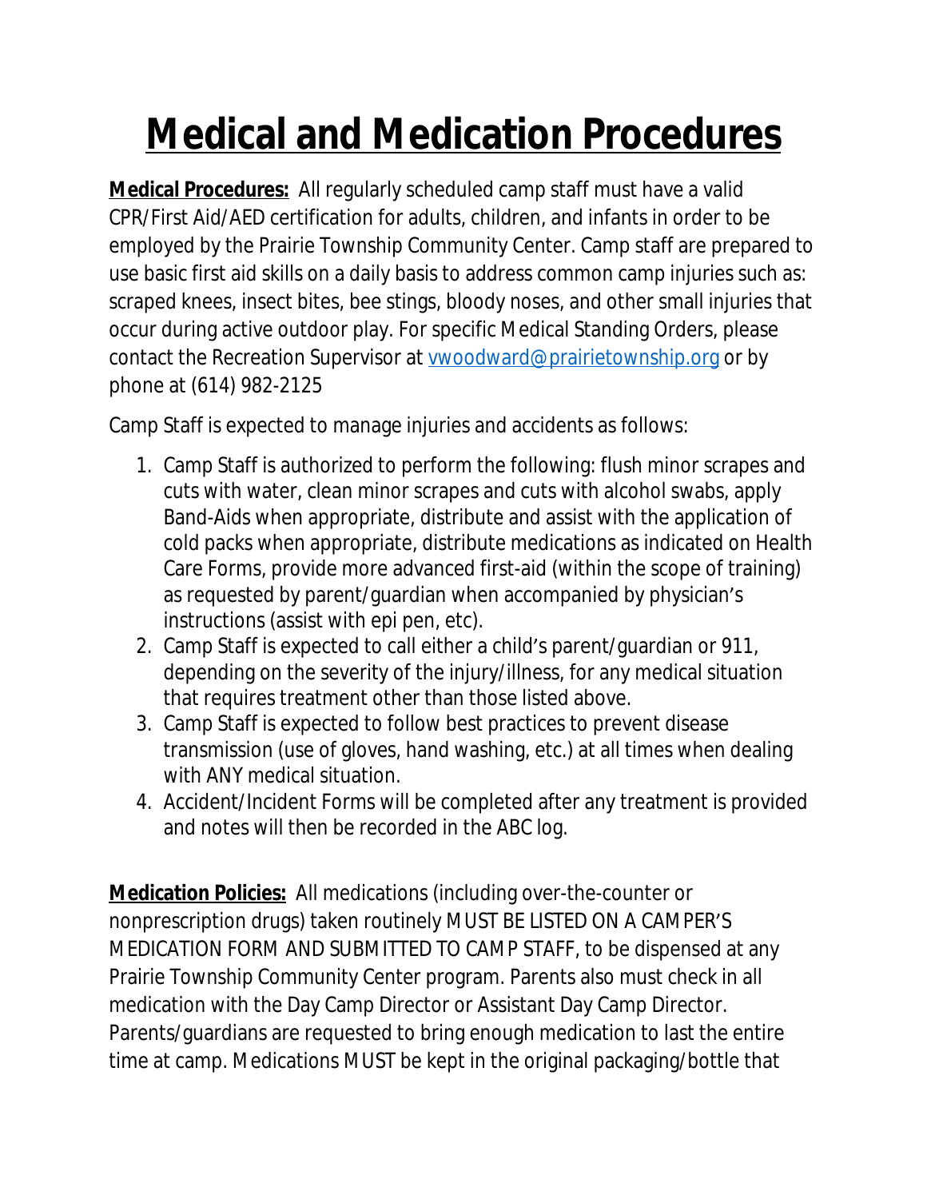# Medical and Medication Procedures

**Medical Procedures:** All regularly scheduled camp staff must have a valid CPR/First Aid/AED certification for adults, children, and infants in order to be employed by the Prairie Township Community Center. Camp staff are prepared to use basic first aid skills on a daily basis to address common camp injuries such as: scraped knees, insect bites, bee stings, bloody noses, and other small injuries that occur during active outdoor play. For specific Medical Standing Orders, please contact the Recreation Supervisor at vwoodward@prairietownship.org or by phone at (614) 982-2125

Camp Staff is expected to manage injuries and accidents as follows:

1. Camp Staff is authorized to perform the following: flush minor scrapes and cuts with water, clean minor scrapes and cuts with alcohol swabs, apply Band-Aids when appropriate, distribute and assist with the application of cold packs when appropriate, distribute medications as indicated on Health Care Forms, provide more advanced first-aid (within the scope of training) as requested by parent/guardian when accompanied by physician's instructions (assist with epi pen, etc).
2. Camp Staff is expected to call either a child's parent/guardian or 911, depending on the severity of the injury/illness, for any medical situation that requires treatment other than those listed above.
3. Camp Staff is expected to follow best practices to prevent disease transmission (use of gloves, hand washing, etc.) at all times when dealing with ANY medical situation.
4. Accident/Incident Forms will be completed after any treatment is provided and notes will then be recorded in the ABC log.

**Medication Policies:** All medications (including over-the-counter or nonprescription drugs) taken routinely MUST BE LISTED ON A CAMPER'S MEDICATION FORM AND SUBMITTED TO CAMP STAFF, to be dispensed at any Prairie Township Community Center program. Parents also must check in all medication with the Day Camp Director or Assistant Day Camp Director. Parents/guardians are requested to bring enough medication to last the entire time at camp. Medications MUST be kept in the original packaging/bottle that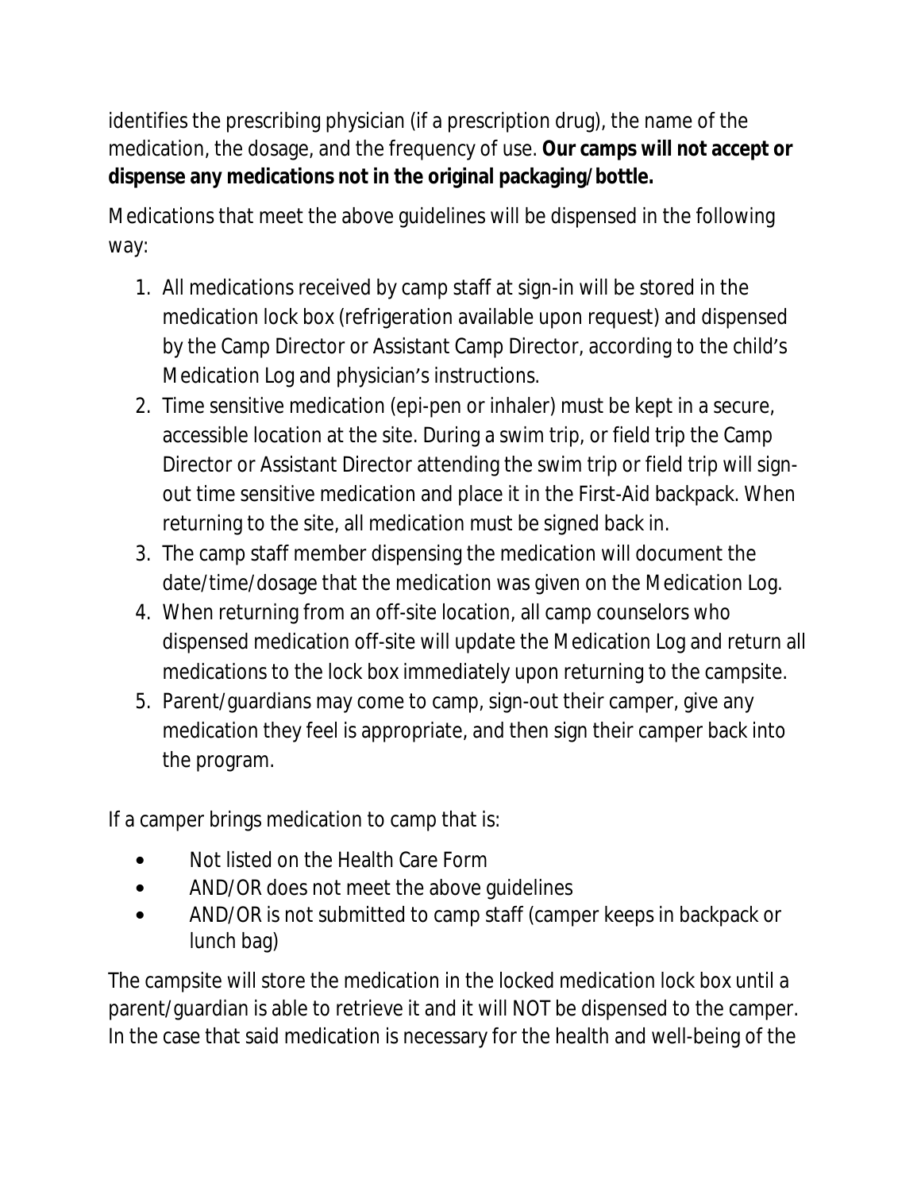identifies the prescribing physician (if a prescription drug), the name of the medication, the dosage, and the frequency of use. **Our camps will not accept or dispense any medications not in the original packaging/bottle.**

Medications that meet the above guidelines will be dispensed in the following way:

1. All medications received by camp staff at sign-in will be stored in the medication lock box (refrigeration available upon request) and dispensed by the Camp Director or Assistant Camp Director, according to the child's Medication Log and physician's instructions.
2. Time sensitive medication (epi-pen or inhaler) must be kept in a secure, accessible location at the site. During a swim trip, or field trip the Camp Director or Assistant Director attending the swim trip or field trip will sign-out time sensitive medication and place it in the First-Aid backpack. When returning to the site, all medication must be signed back in.
3. The camp staff member dispensing the medication will document the date/time/dosage that the medication was given on the Medication Log.
4. When returning from an off-site location, all camp counselors who dispensed medication off-site will update the Medication Log and return all medications to the lock box immediately upon returning to the campsite.
5. Parent/guardians may come to camp, sign-out their camper, give any medication they feel is appropriate, and then sign their camper back into the program.

If a camper brings medication to camp that is:

- Not listed on the Health Care Form
- AND/OR does not meet the above guidelines
- AND/OR is not submitted to camp staff (camper keeps in backpack or lunch bag)

The campsite will store the medication in the locked medication lock box until a parent/guardian is able to retrieve it and it will NOT be dispensed to the camper. In the case that said medication is necessary for the health and well-being of the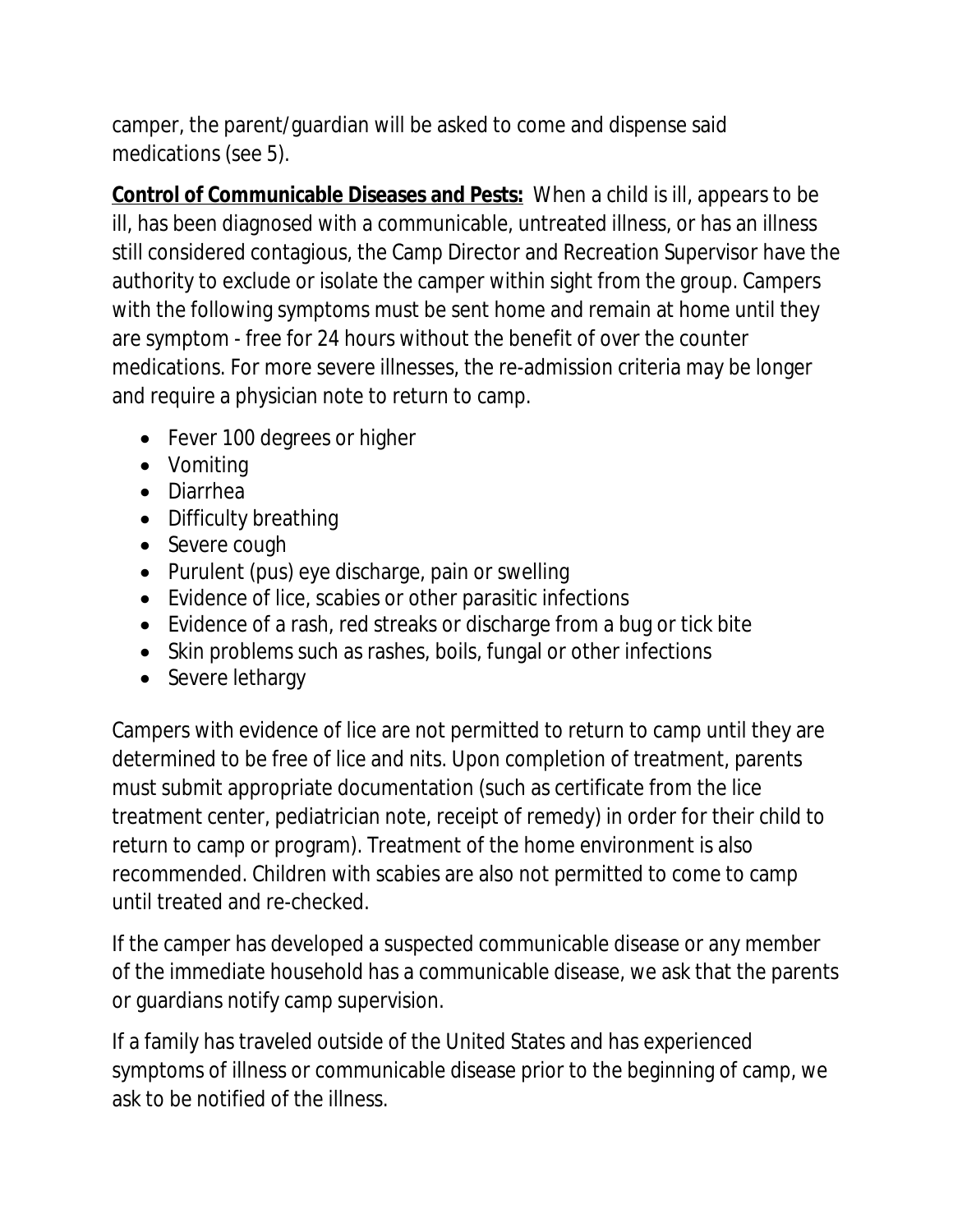camper, the parent/guardian will be asked to come and dispense said medications (see 5).

**Control of Communicable Diseases and Pests:** When a child is ill, appears to be ill, has been diagnosed with a communicable, untreated illness, or has an illness still considered contagious, the Camp Director and Recreation Supervisor have the authority to exclude or isolate the camper within sight from the group. Campers with the following symptoms must be sent home and remain at home until they are symptom - free for 24 hours without the benefit of over the counter medications. For more severe illnesses, the re-admission criteria may be longer and require a physician note to return to camp.

- Fever 100 degrees or higher
- Vomiting
- Diarrhea
- Difficulty breathing
- Severe cough
- Purulent (pus) eye discharge, pain or swelling
- Evidence of lice, scabies or other parasitic infections
- Evidence of a rash, red streaks or discharge from a bug or tick bite
- Skin problems such as rashes, boils, fungal or other infections
- Severe lethargy

Campers with evidence of lice are not permitted to return to camp until they are determined to be free of lice and nits. Upon completion of treatment, parents must submit appropriate documentation (such as certificate from the lice treatment center, pediatrician note, receipt of remedy) in order for their child to return to camp or program). Treatment of the home environment is also recommended. Children with scabies are also not permitted to come to camp until treated and re-checked.

If the camper has developed a suspected communicable disease or any member of the immediate household has a communicable disease, we ask that the parents or guardians notify camp supervision.

If a family has traveled outside of the United States and has experienced symptoms of illness or communicable disease prior to the beginning of camp, we ask to be notified of the illness.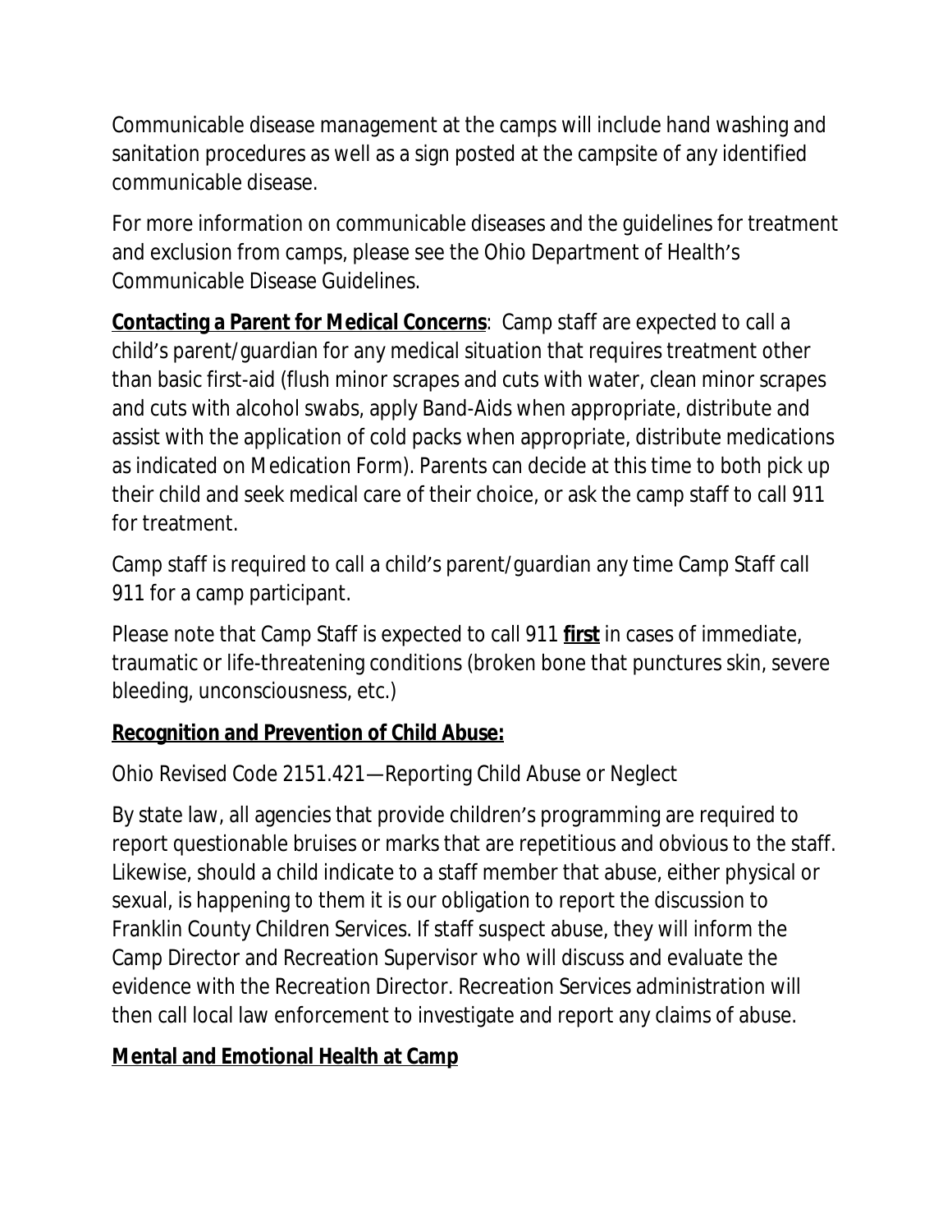Communicable disease management at the camps will include hand washing and sanitation procedures as well as a sign posted at the campsite of any identified communicable disease.

For more information on communicable diseases and the guidelines for treatment and exclusion from camps, please see the Ohio Department of Health's Communicable Disease Guidelines.

**Contacting a Parent for Medical Concerns**: Camp staff are expected to call a child's parent/guardian for any medical situation that requires treatment other than basic first-aid (flush minor scrapes and cuts with water, clean minor scrapes and cuts with alcohol swabs, apply Band-Aids when appropriate, distribute and assist with the application of cold packs when appropriate, distribute medications as indicated on Medication Form). Parents can decide at this time to both pick up their child and seek medical care of their choice, or ask the camp staff to call 911 for treatment.

Camp staff is required to call a child's parent/guardian any time Camp Staff call 911 for a camp participant.

Please note that Camp Staff is expected to call 911 **first** in cases of immediate, traumatic or life-threatening conditions (broken bone that punctures skin, severe bleeding, unconsciousness, etc.)

**Recognition and Prevention of Child Abuse:**

Ohio Revised Code 2151.421—Reporting Child Abuse or Neglect

By state law, all agencies that provide children's programming are required to report questionable bruises or marks that are repetitious and obvious to the staff. Likewise, should a child indicate to a staff member that abuse, either physical or sexual, is happening to them it is our obligation to report the discussion to Franklin County Children Services. If staff suspect abuse, they will inform the Camp Director and Recreation Supervisor who will discuss and evaluate the evidence with the Recreation Director. Recreation Services administration will then call local law enforcement to investigate and report any claims of abuse.

**Mental and Emotional Health at Camp**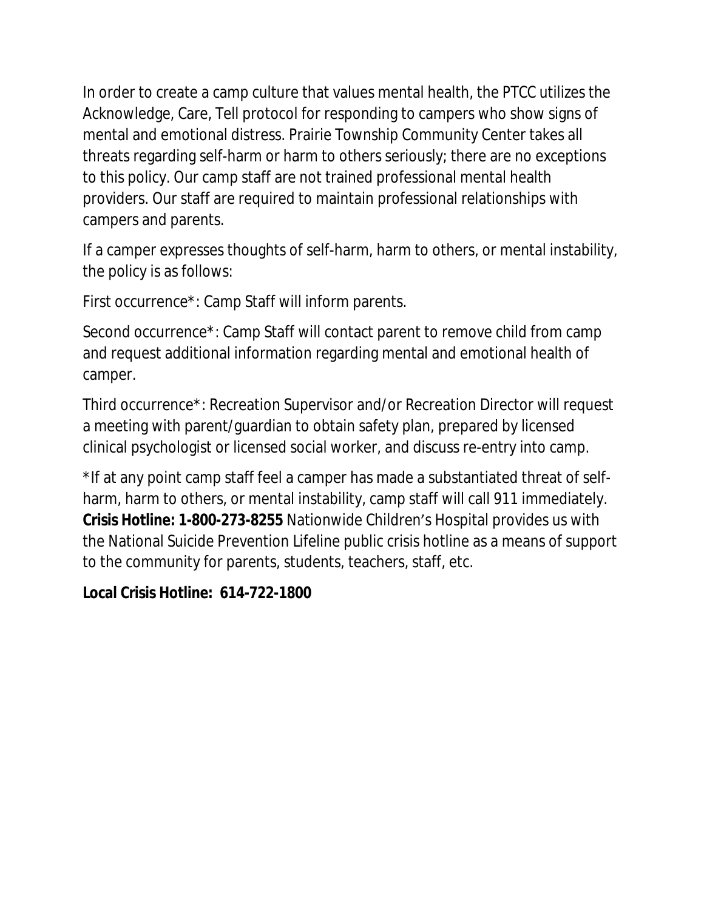In order to create a camp culture that values mental health, the PTCC utilizes the Acknowledge, Care, Tell protocol for responding to campers who show signs of mental and emotional distress. Prairie Township Community Center takes all threats regarding self-harm or harm to others seriously; there are no exceptions to this policy. Our camp staff are not trained professional mental health providers. Our staff are required to maintain professional relationships with campers and parents.

If a camper expresses thoughts of self-harm, harm to others, or mental instability, the policy is as follows:

First occurrence*: Camp Staff will inform parents.

Second occurrence*: Camp Staff will contact parent to remove child from camp and request additional information regarding mental and emotional health of camper.

Third occurrence*: Recreation Supervisor and/or Recreation Director will request a meeting with parent/guardian to obtain safety plan, prepared by licensed clinical psychologist or licensed social worker, and discuss re-entry into camp.

*If at any point camp staff feel a camper has made a substantiated threat of self-harm, harm to others, or mental instability, camp staff will call 911 immediately. **Crisis Hotline: 1-800-273-8255** Nationwide Children's Hospital provides us with the National Suicide Prevention Lifeline public crisis hotline as a means of support to the community for parents, students, teachers, staff, etc.

**Local Crisis Hotline: 614-722-1800**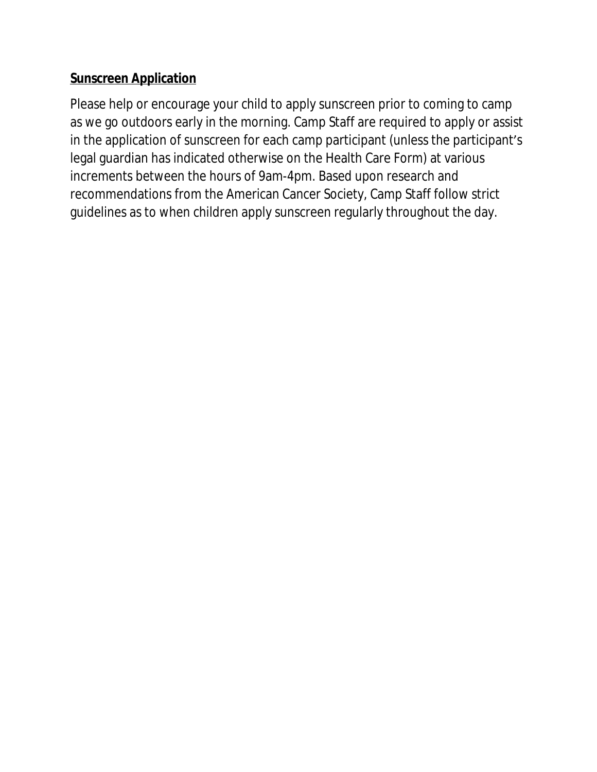**Sunscreen Application**

Please help or encourage your child to apply sunscreen prior to coming to camp as we go outdoors early in the morning. Camp Staff are required to apply or assist in the application of sunscreen for each camp participant (unless the participant's legal guardian has indicated otherwise on the Health Care Form) at various increments between the hours of 9am-4pm. Based upon research and recommendations from the American Cancer Society, Camp Staff follow strict guidelines as to when children apply sunscreen regularly throughout the day.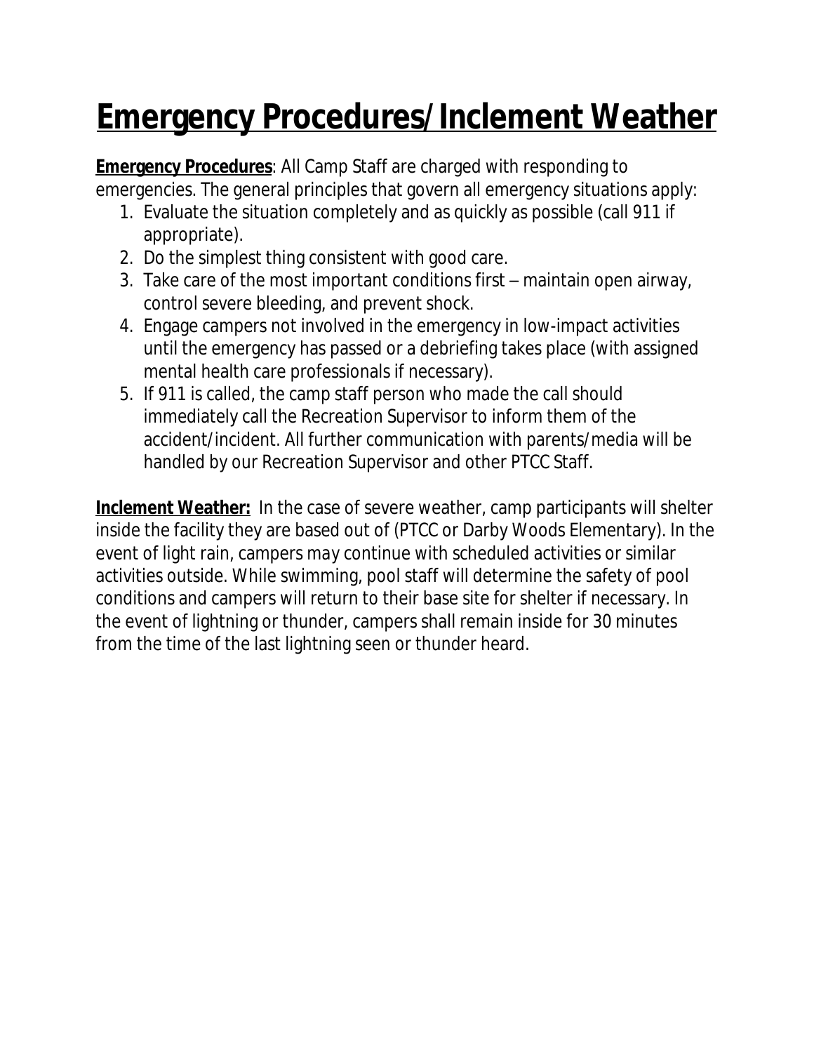# Emergency Procedures/Inclement Weather

**Emergency Procedures**: All Camp Staff are charged with responding to emergencies. The general principles that govern all emergency situations apply:

1. Evaluate the situation completely and as quickly as possible (call 911 if appropriate).
2. Do the simplest thing consistent with good care.
3. Take care of the most important conditions first – maintain open airway, control severe bleeding, and prevent shock.
4. Engage campers not involved in the emergency in low-impact activities until the emergency has passed or a debriefing takes place (with assigned mental health care professionals if necessary).
5. If 911 is called, the camp staff person who made the call should immediately call the Recreation Supervisor to inform them of the accident/incident. All further communication with parents/media will be handled by our Recreation Supervisor and other PTCC Staff.

**Inclement Weather:** In the case of severe weather, camp participants will shelter inside the facility they are based out of (PTCC or Darby Woods Elementary). In the event of light rain, campers may continue with scheduled activities or similar activities outside. While swimming, pool staff will determine the safety of pool conditions and campers will return to their base site for shelter if necessary. In the event of lightning or thunder, campers shall remain inside for 30 minutes from the time of the last lightning seen or thunder heard.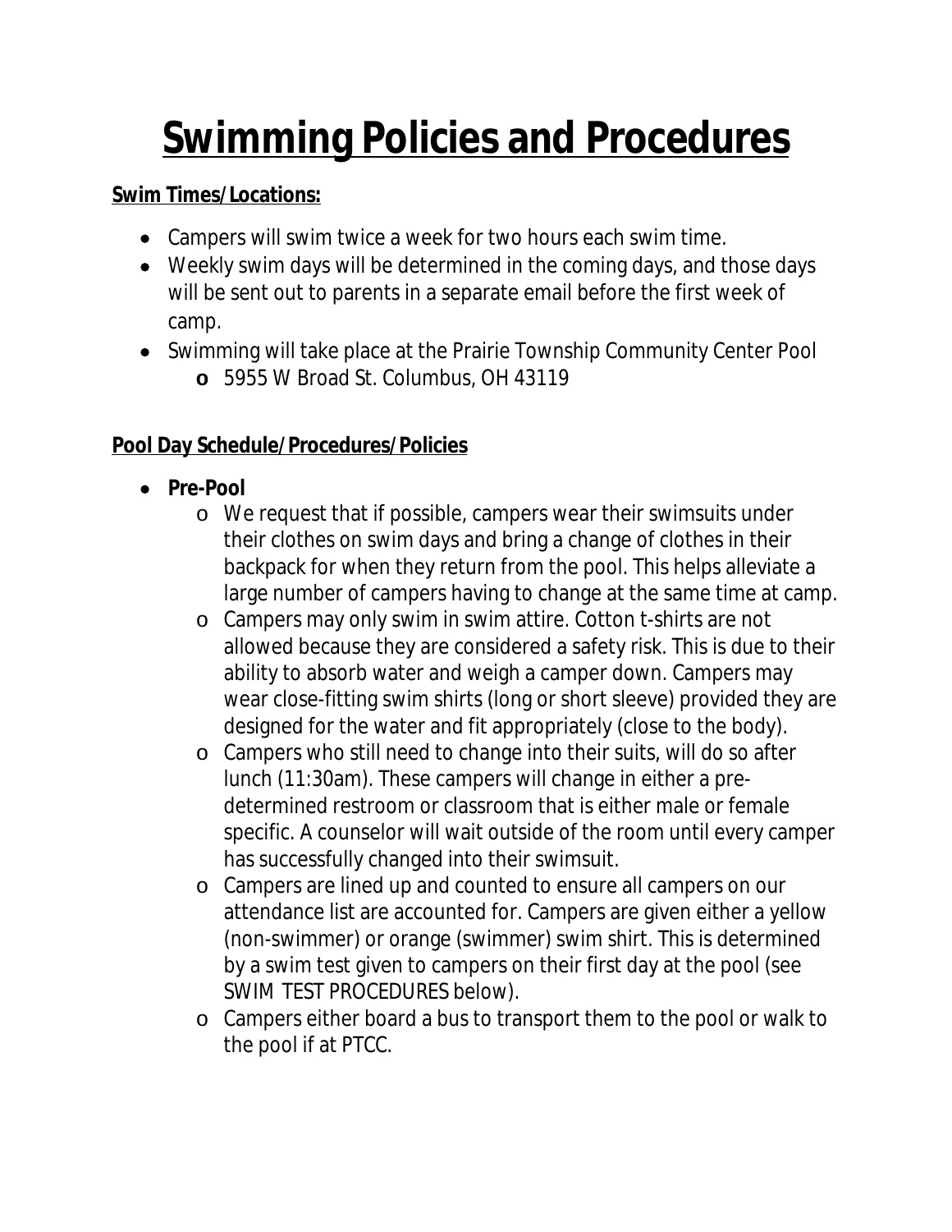# Swimming Policies and Procedures

**Swim Times/Locations:**

- Campers will swim twice a week for two hours each swim time.
- Weekly swim days will be determined in the coming days, and those days will be sent out to parents in a separate email before the first week of camp.
- Swimming will take place at the Prairie Township Community Center Pool
  - 5955 W Broad St. Columbus, OH 43119

**Pool Day Schedule/Procedures/Policies**

- **Pre-Pool**
  - We request that if possible, campers wear their swimsuits under their clothes on swim days and bring a change of clothes in their backpack for when they return from the pool. This helps alleviate a large number of campers having to change at the same time at camp.
  - Campers may only swim in swim attire. Cotton t-shirts are not allowed because they are considered a safety risk. This is due to their ability to absorb water and weigh a camper down. Campers may wear close-fitting swim shirts (long or short sleeve) provided they are designed for the water and fit appropriately (close to the body).
  - Campers who still need to change into their suits, will do so after lunch (11:30am). These campers will change in either a pre-determined restroom or classroom that is either male or female specific. A counselor will wait outside of the room until every camper has successfully changed into their swimsuit.
  - Campers are lined up and counted to ensure all campers on our attendance list are accounted for. Campers are given either a yellow (non-swimmer) or orange (swimmer) swim shirt. This is determined by a swim test given to campers on their first day at the pool (see SWIM TEST PROCEDURES below).
  - Campers either board a bus to transport them to the pool or walk to the pool if at PTCC.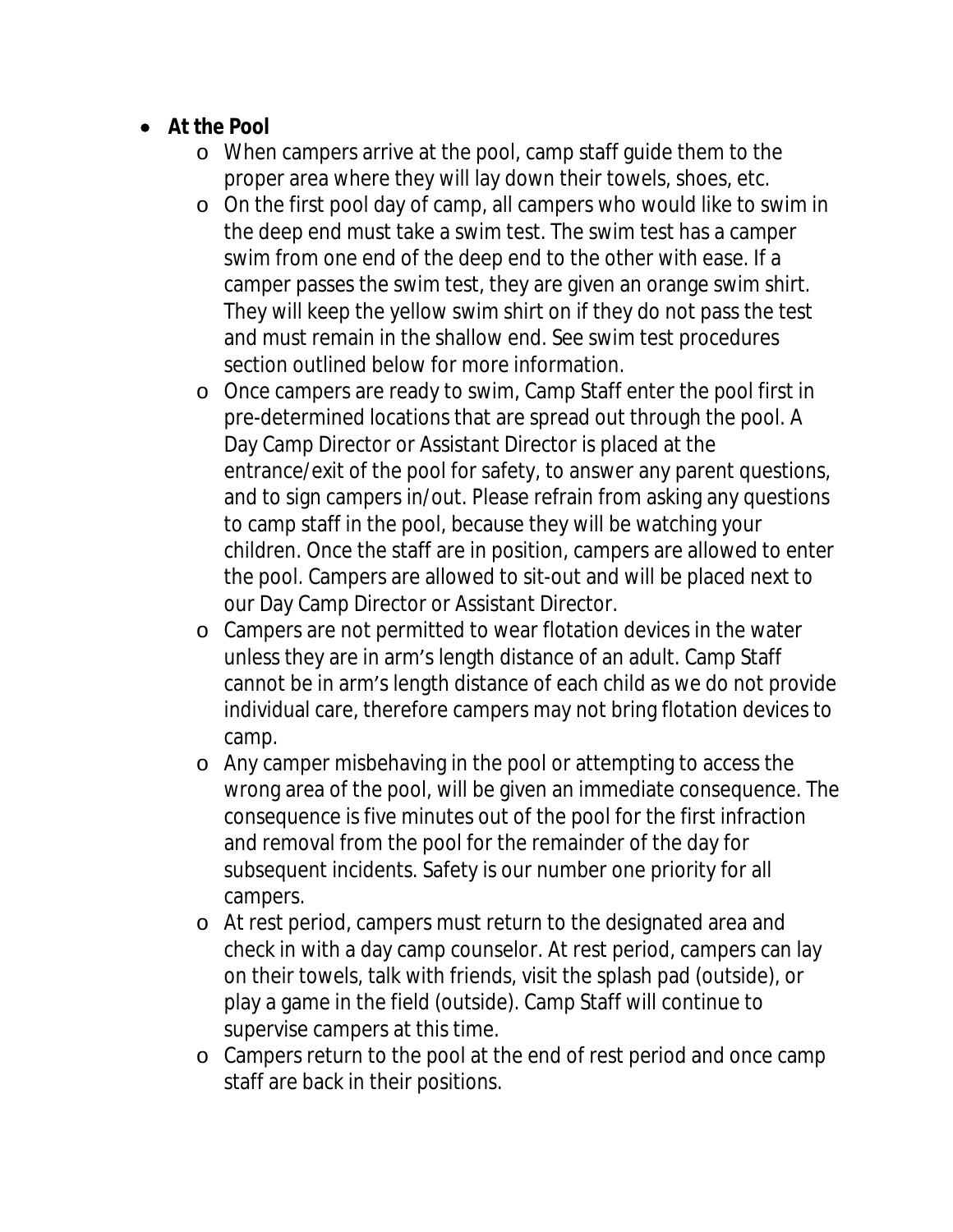- **At the Pool**
  - When campers arrive at the pool, camp staff guide them to the proper area where they will lay down their towels, shoes, etc.
  - On the first pool day of camp, all campers who would like to swim in the deep end must take a swim test. The swim test has a camper swim from one end of the deep end to the other with ease. If a camper passes the swim test, they are given an orange swim shirt. They will keep the yellow swim shirt on if they do not pass the test and must remain in the shallow end. See swim test procedures section outlined below for more information.
  - Once campers are ready to swim, Camp Staff enter the pool first in pre-determined locations that are spread out through the pool. A Day Camp Director or Assistant Director is placed at the entrance/exit of the pool for safety, to answer any parent questions, and to sign campers in/out. Please refrain from asking any questions to camp staff in the pool, because they will be watching your children. Once the staff are in position, campers are allowed to enter the pool. Campers are allowed to sit-out and will be placed next to our Day Camp Director or Assistant Director.
  - Campers are not permitted to wear flotation devices in the water unless they are in arm's length distance of an adult. Camp Staff cannot be in arm's length distance of each child as we do not provide individual care, therefore campers may not bring flotation devices to camp.
  - Any camper misbehaving in the pool or attempting to access the wrong area of the pool, will be given an immediate consequence. The consequence is five minutes out of the pool for the first infraction and removal from the pool for the remainder of the day for subsequent incidents. Safety is our number one priority for all campers.
  - At rest period, campers must return to the designated area and check in with a day camp counselor. At rest period, campers can lay on their towels, talk with friends, visit the splash pad (outside), or play a game in the field (outside). Camp Staff will continue to supervise campers at this time.
  - Campers return to the pool at the end of rest period and once camp staff are back in their positions.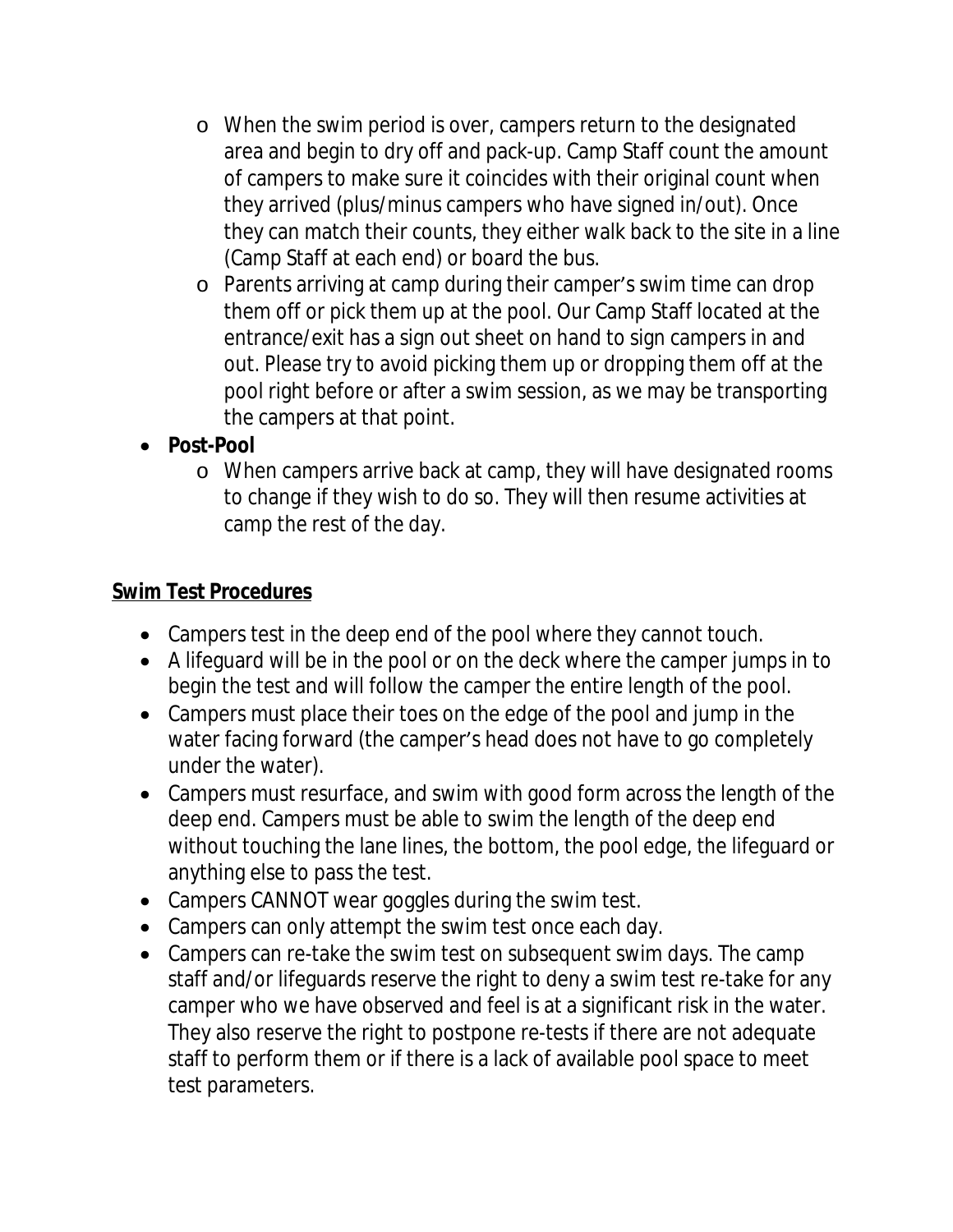- When the swim period is over, campers return to the designated area and begin to dry off and pack-up. Camp Staff count the amount of campers to make sure it coincides with their original count when they arrived (plus/minus campers who have signed in/out). Once they can match their counts, they either walk back to the site in a line (Camp Staff at each end) or board the bus.
  - Parents arriving at camp during their camper's swim time can drop them off or pick them up at the pool. Our Camp Staff located at the entrance/exit has a sign out sheet on hand to sign campers in and out. Please try to avoid picking them up or dropping them off at the pool right before or after a swim session, as we may be transporting the campers at that point.
- **Post-Pool**
  - When campers arrive back at camp, they will have designated rooms to change if they wish to do so. They will then resume activities at camp the rest of the day.

**Swim Test Procedures**

- Campers test in the deep end of the pool where they cannot touch.
- A lifeguard will be in the pool or on the deck where the camper jumps in to begin the test and will follow the camper the entire length of the pool.
- Campers must place their toes on the edge of the pool and jump in the water facing forward (the camper's head does not have to go completely under the water).
- Campers must resurface, and swim with good form across the length of the deep end. Campers must be able to swim the length of the deep end without touching the lane lines, the bottom, the pool edge, the lifeguard or anything else to pass the test.
- Campers CANNOT wear goggles during the swim test.
- Campers can only attempt the swim test once each day.
- Campers can re-take the swim test on subsequent swim days. The camp staff and/or lifeguards reserve the right to deny a swim test re-take for any camper who we have observed and feel is at a significant risk in the water. They also reserve the right to postpone re-tests if there are not adequate staff to perform them or if there is a lack of available pool space to meet test parameters.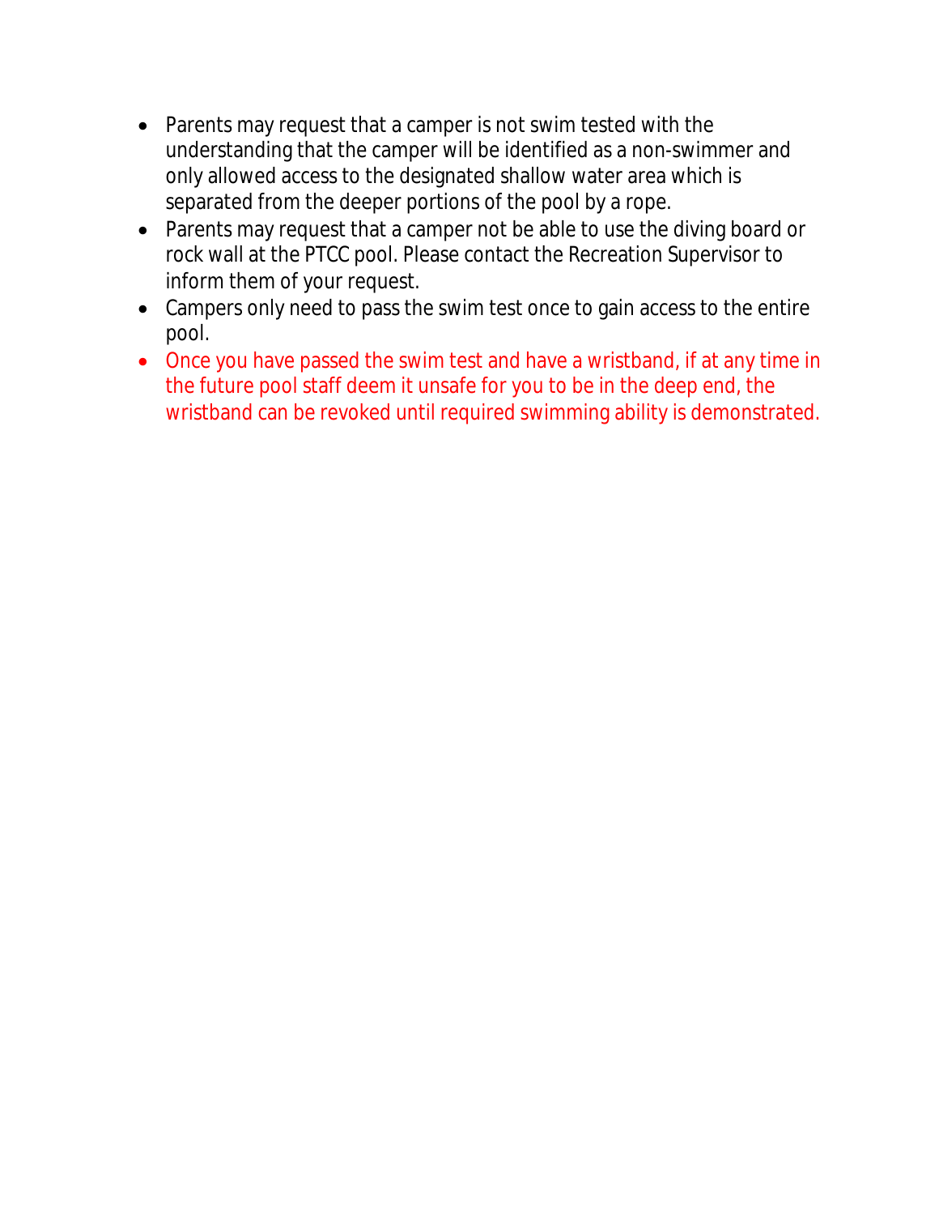- Parents may request that a camper is not swim tested with the understanding that the camper will be identified as a non-swimmer and only allowed access to the designated shallow water area which is separated from the deeper portions of the pool by a rope.
- Parents may request that a camper not be able to use the diving board or rock wall at the PTCC pool. Please contact the Recreation Supervisor to inform them of your request.
- Campers only need to pass the swim test once to gain access to the entire pool.
- Once you have passed the swim test and have a wristband, if at any time in the future pool staff deem it unsafe for you to be in the deep end, the wristband can be revoked until required swimming ability is demonstrated.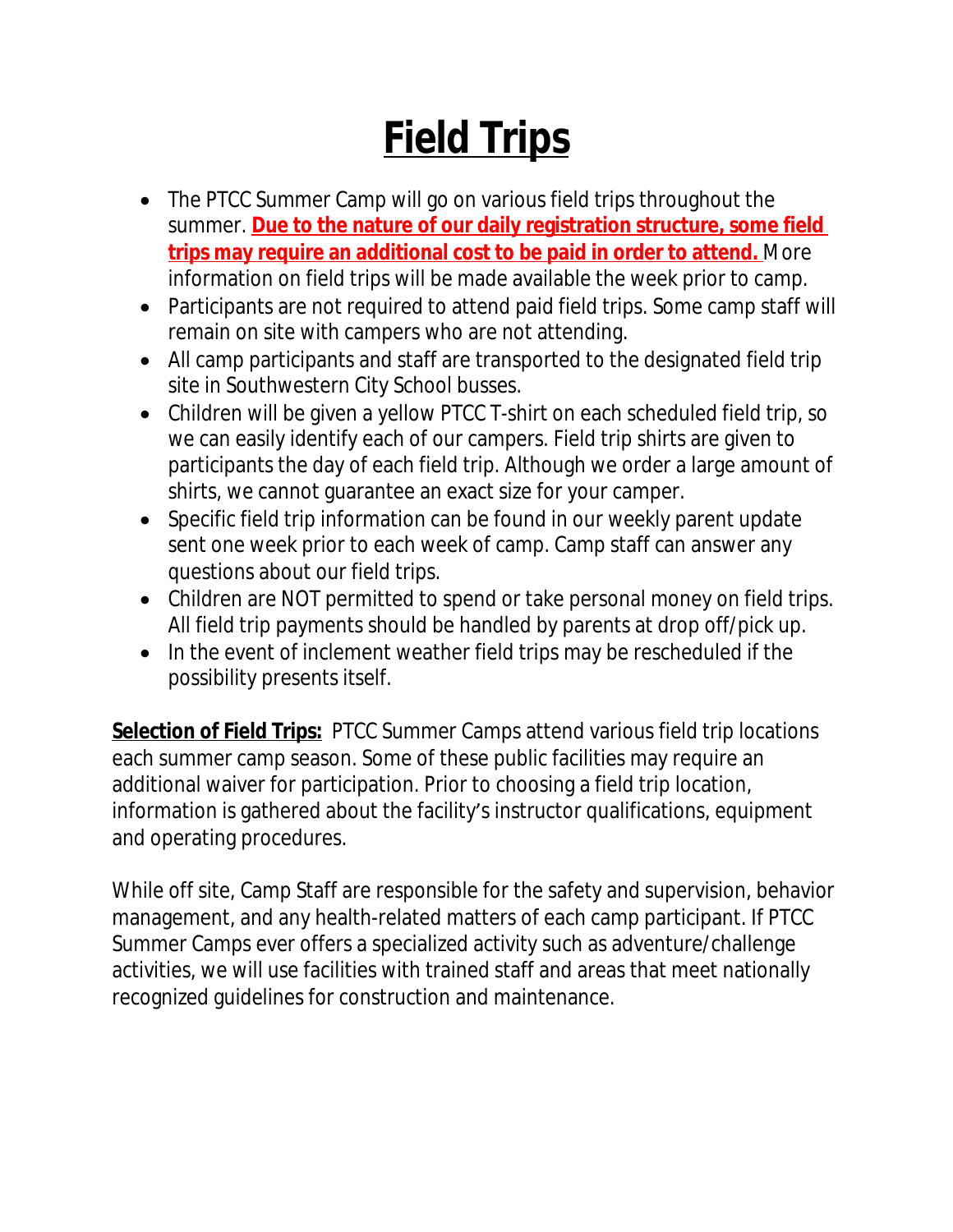# Field Trips

- The PTCC Summer Camp will go on various field trips throughout the summer. **Due to the nature of our daily registration structure, some field trips may require an additional cost to be paid in order to attend.** More information on field trips will be made available the week prior to camp.
- Participants are not required to attend paid field trips. Some camp staff will remain on site with campers who are not attending.
- All camp participants and staff are transported to the designated field trip site in Southwestern City School busses.
- Children will be given a yellow PTCC T-shirt on each scheduled field trip, so we can easily identify each of our campers. Field trip shirts are given to participants the day of each field trip. Although we order a large amount of shirts, we cannot guarantee an exact size for your camper.
- Specific field trip information can be found in our weekly parent update sent one week prior to each week of camp. Camp staff can answer any questions about our field trips.
- Children are NOT permitted to spend or take personal money on field trips. All field trip payments should be handled by parents at drop off/pick up.
- In the event of inclement weather field trips may be rescheduled if the possibility presents itself.

**Selection of Field Trips:** PTCC Summer Camps attend various field trip locations each summer camp season. Some of these public facilities may require an additional waiver for participation. Prior to choosing a field trip location, information is gathered about the facility's instructor qualifications, equipment and operating procedures.

While off site, Camp Staff are responsible for the safety and supervision, behavior management, and any health-related matters of each camp participant. If PTCC Summer Camps ever offers a specialized activity such as adventure/challenge activities, we will use facilities with trained staff and areas that meet nationally recognized guidelines for construction and maintenance.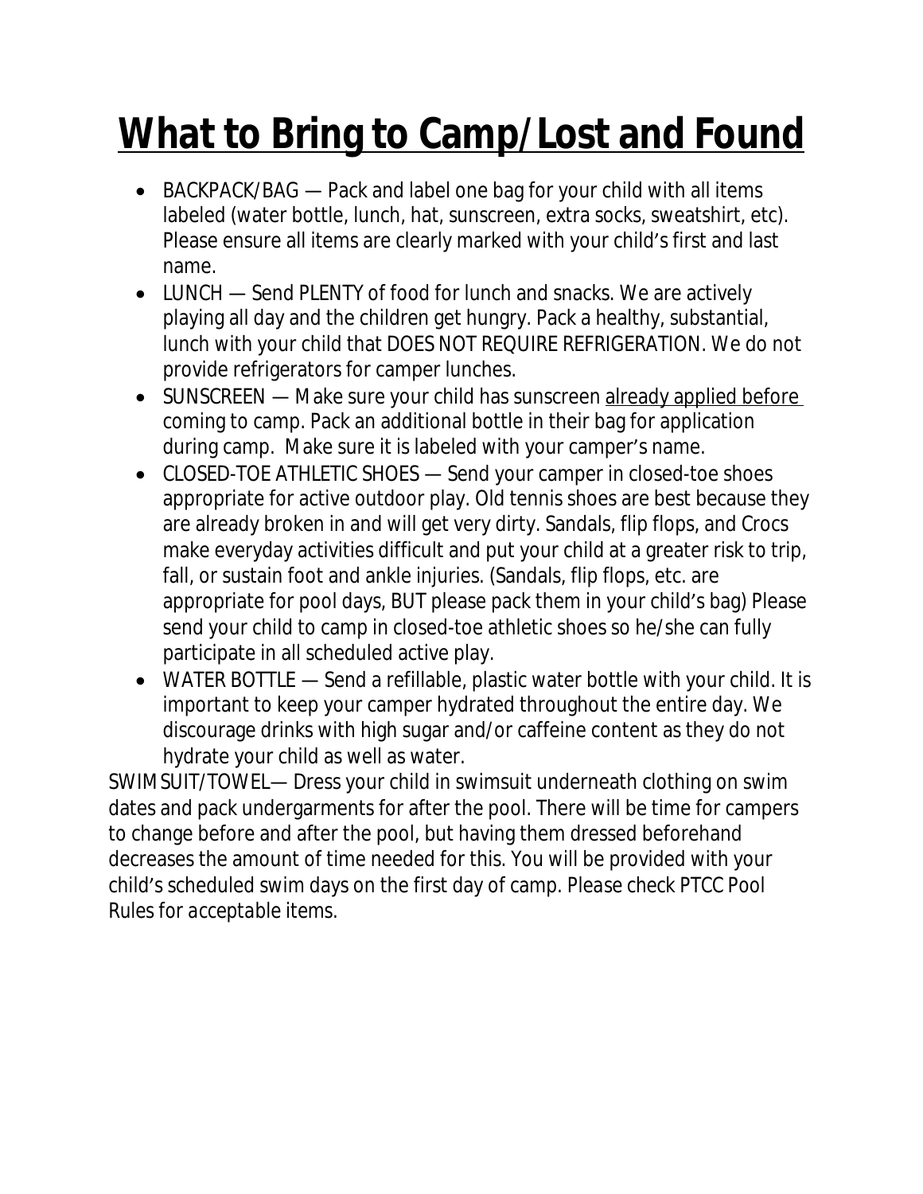# What to Bring to Camp/Lost and Found

- BACKPACK/BAG — Pack and label one bag for your child with all items labeled (water bottle, lunch, hat, sunscreen, extra socks, sweatshirt, etc). Please ensure all items are clearly marked with your child's first and last name.
- LUNCH — Send PLENTY of food for lunch and snacks. We are actively playing all day and the children get hungry. Pack a healthy, substantial, lunch with your child that DOES NOT REQUIRE REFRIGERATION. We do not provide refrigerators for camper lunches.
- SUNSCREEN — Make sure your child has sunscreen <u>already applied before</u> coming to camp. Pack an additional bottle in their bag for application during camp. Make sure it is labeled with your camper's name.
- CLOSED-TOE ATHLETIC SHOES — Send your camper in closed-toe shoes appropriate for active outdoor play. Old tennis shoes are best because they are already broken in and will get very dirty. Sandals, flip flops, and Crocs make everyday activities difficult and put your child at a greater risk to trip, fall, or sustain foot and ankle injuries. (Sandals, flip flops, etc. are appropriate for pool days, BUT please pack them in your child's bag) Please send your child to camp in closed-toe athletic shoes so he/she can fully participate in all scheduled active play.
- WATER BOTTLE — Send a refillable, plastic water bottle with your child. It is important to keep your camper hydrated throughout the entire day. We discourage drinks with high sugar and/or caffeine content as they do not hydrate your child as well as water.

SWIMSUIT/TOWEL— Dress your child in swimsuit underneath clothing on swim dates and pack undergarments for after the pool. There will be time for campers to change before and after the pool, but having them dressed beforehand decreases the amount of time needed for this. You will be provided with your child's scheduled swim days on the first day of camp. *Please check PTCC Pool Rules for acceptable items.*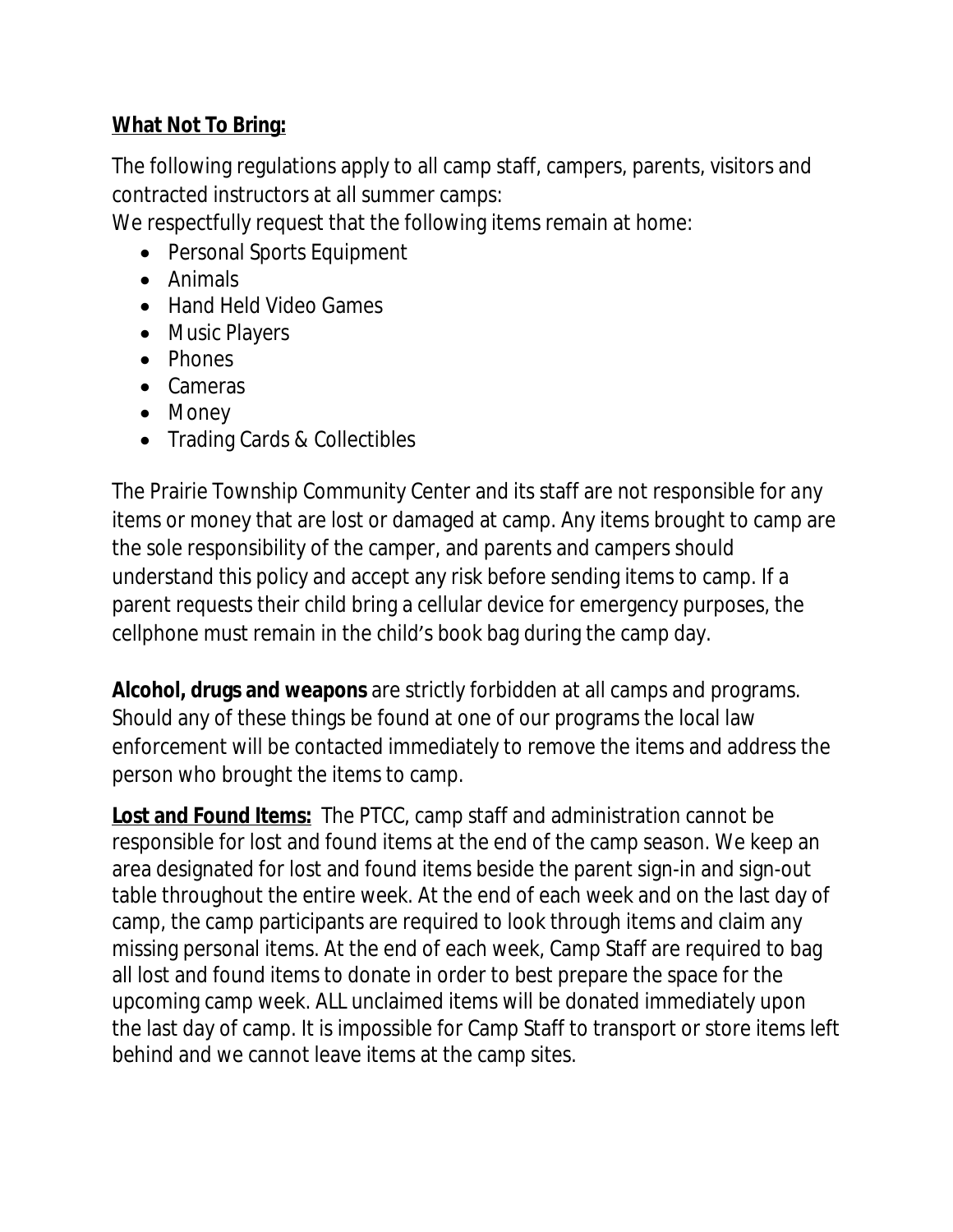**What Not To Bring:**

The following regulations apply to all camp staff, campers, parents, visitors and contracted instructors at all summer camps:
We respectfully request that the following items remain at home:

- Personal Sports Equipment
- Animals
- Hand Held Video Games
- Music Players
- Phones
- Cameras
- Money
- Trading Cards & Collectibles

The Prairie Township Community Center and its staff are not responsible for any items or money that are lost or damaged at camp. Any items brought to camp are the sole responsibility of the camper, and parents and campers should understand this policy and accept any risk before sending items to camp. If a parent requests their child bring a cellular device for emergency purposes, the cellphone must remain in the child's book bag during the camp day.

**Alcohol, drugs and weapons** are strictly forbidden at all camps and programs. Should any of these things be found at one of our programs the local law enforcement will be contacted immediately to remove the items and address the person who brought the items to camp.

**Lost and Found Items:** The PTCC, camp staff and administration cannot be responsible for lost and found items at the end of the camp season. We keep an area designated for lost and found items beside the parent sign-in and sign-out table throughout the entire week. At the end of each week and on the last day of camp, the camp participants are required to look through items and claim any missing personal items. At the end of each week, Camp Staff are required to bag all lost and found items to donate in order to best prepare the space for the upcoming camp week. ALL unclaimed items will be donated immediately upon the last day of camp. It is impossible for Camp Staff to transport or store items left behind and we cannot leave items at the camp sites.